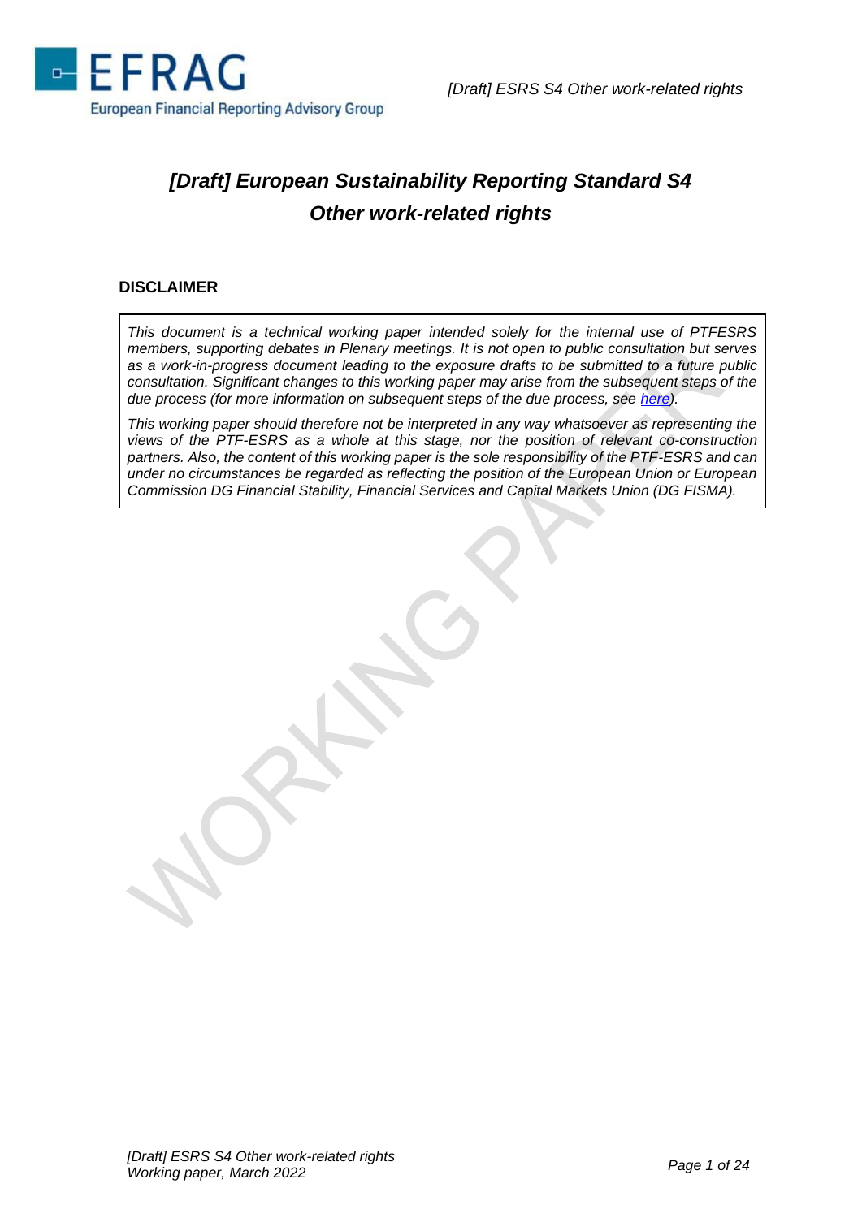# *[Draft] European Sustainability Reporting Standard S4 Other work-related rights*

## DISCLAIMER

*This document is a technical working paper intended solely for the internal use of PTFESRS members, supporting debates in Plenary meetings. It is not open to public consultation but serves as a work-in-progress document leading to the exposure drafts to be submitted to a future public consultation. Significant changes to this working paper may arise from the subsequent steps of the due process (for more information on subsequent steps of the due process, see here).*

*This working paper should therefore not be interpreted in any way whatsoever as representing the views of the PTF-ESRS as a whole at this stage, nor the position of relevant co-construction partners. Also, the content of this working paper is the sole responsibility of the PTF-ESRS and can under no circumstances be regarded as reflecting the position of the European Union or European Commission DG Financial Stability, Financial Services and Capital Markets Union (DG FISMA).*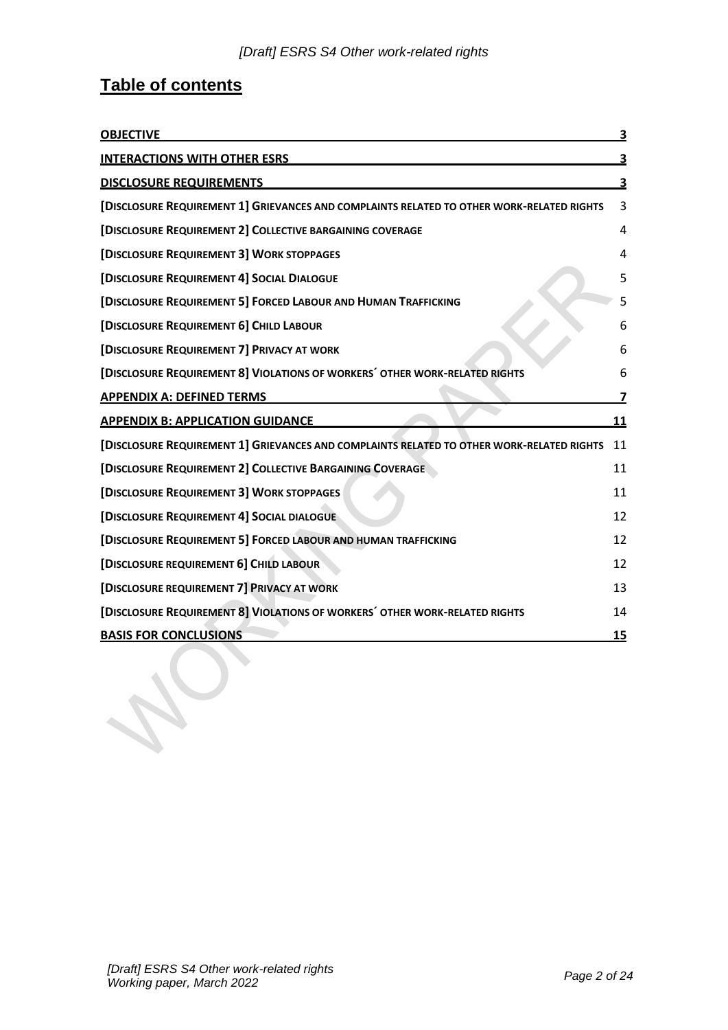## Table of contents

| | |
|---|---|
| **OBJECTIVE** | **3** |
| **INTERACTIONS WITH OTHER ESRS** | **3** |
| **DISCLOSURE REQUIREMENTS** | **3** |
| **[DISCLOSURE REQUIREMENT 1] GRIEVANCES AND COMPLAINTS RELATED TO OTHER WORK-RELATED RIGHTS** | 3 |
| **[DISCLOSURE REQUIREMENT 2] COLLECTIVE BARGAINING COVERAGE** | 4 |
| **[DISCLOSURE REQUIREMENT 3] WORK STOPPAGES** | 4 |
| **[DISCLOSURE REQUIREMENT 4] SOCIAL DIALOGUE** | 5 |
| **[DISCLOSURE REQUIREMENT 5] FORCED LABOUR AND HUMAN TRAFFICKING** | 5 |
| **[DISCLOSURE REQUIREMENT 6] CHILD LABOUR** | 6 |
| **[DISCLOSURE REQUIREMENT 7] PRIVACY AT WORK** | 6 |
| **[DISCLOSURE REQUIREMENT 8] VIOLATIONS OF WORKERS´ OTHER WORK-RELATED RIGHTS** | 6 |
| **APPENDIX A: DEFINED TERMS** | **7** |
| **APPENDIX B: APPLICATION GUIDANCE** | **11** |
| **[DISCLOSURE REQUIREMENT 1] GRIEVANCES AND COMPLAINTS RELATED TO OTHER WORK-RELATED RIGHTS** | 11 |
| **[DISCLOSURE REQUIREMENT 2] COLLECTIVE BARGAINING COVERAGE** | 11 |
| **[DISCLOSURE REQUIREMENT 3] WORK STOPPAGES** | 11 |
| **[DISCLOSURE REQUIREMENT 4] SOCIAL DIALOGUE** | 12 |
| **[DISCLOSURE REQUIREMENT 5] FORCED LABOUR AND HUMAN TRAFFICKING** | 12 |
| **[DISCLOSURE REQUIREMENT 6] CHILD LABOUR** | 12 |
| **[DISCLOSURE REQUIREMENT 7] PRIVACY AT WORK** | 13 |
| **[DISCLOSURE REQUIREMENT 8] VIOLATIONS OF WORKERS´ OTHER WORK-RELATED RIGHTS** | 14 |
| **BASIS FOR CONCLUSIONS** | **15** |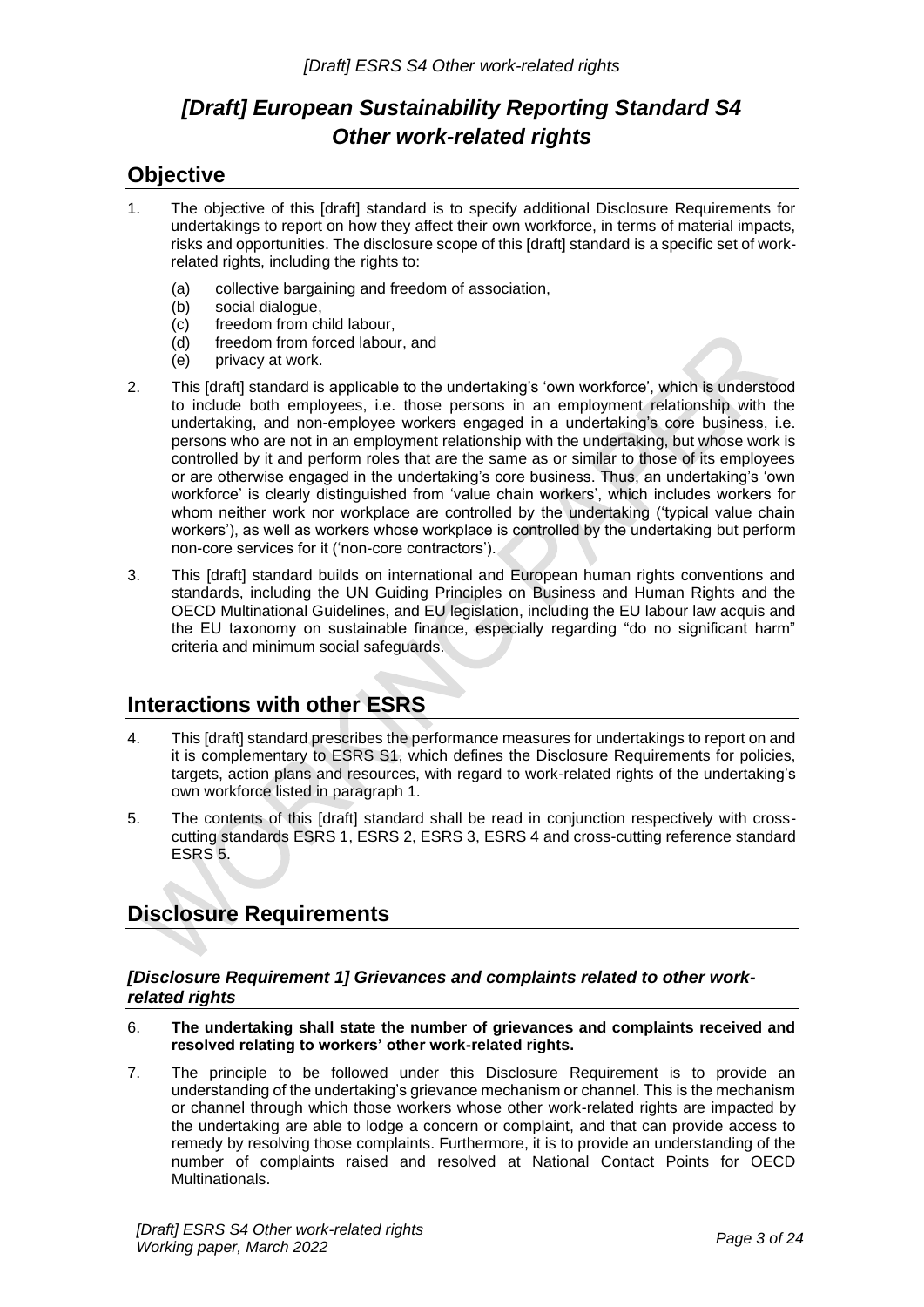# *[Draft] European Sustainability Reporting Standard S4 Other work-related rights*

## Objective

1. The objective of this [draft] standard is to specify additional Disclosure Requirements for undertakings to report on how they affect their own workforce, in terms of material impacts, risks and opportunities. The disclosure scope of this [draft] standard is a specific set of work-related rights, including the rights to:
   (a) collective bargaining and freedom of association,
   (b) social dialogue,
   (c) freedom from child labour,
   (d) freedom from forced labour, and
   (e) privacy at work.

2. This [draft] standard is applicable to the undertaking's 'own workforce', which is understood to include both employees, i.e. those persons in an employment relationship with the undertaking, and non-employee workers engaged in a undertaking's core business, i.e. persons who are not in an employment relationship with the undertaking, but whose work is controlled by it and perform roles that are the same as or similar to those of its employees or are otherwise engaged in the undertaking's core business. Thus, an undertaking's 'own workforce' is clearly distinguished from 'value chain workers', which includes workers for whom neither work nor workplace are controlled by the undertaking ('typical value chain workers'), as well as workers whose workplace is controlled by the undertaking but perform non-core services for it ('non-core contractors').

3. This [draft] standard builds on international and European human rights conventions and standards, including the UN Guiding Principles on Business and Human Rights and the OECD Multinational Guidelines, and EU legislation, including the EU labour law acquis and the EU taxonomy on sustainable finance, especially regarding "do no significant harm" criteria and minimum social safeguards.

## Interactions with other ESRS

4. This [draft] standard prescribes the performance measures for undertakings to report on and it is complementary to ESRS S1, which defines the Disclosure Requirements for policies, targets, action plans and resources, with regard to work-related rights of the undertaking's own workforce listed in paragraph 1.

5. The contents of this [draft] standard shall be read in conjunction respectively with cross-cutting standards ESRS 1, ESRS 2, ESRS 3, ESRS 4 and cross-cutting reference standard ESRS 5.

## Disclosure Requirements

### *[Disclosure Requirement 1] Grievances and complaints related to other work-related rights*

6. **The undertaking shall state the number of grievances and complaints received and resolved relating to workers' other work-related rights.**

7. The principle to be followed under this Disclosure Requirement is to provide an understanding of the undertaking's grievance mechanism or channel. This is the mechanism or channel through which those workers whose other work-related rights are impacted by the undertaking are able to lodge a concern or complaint, and that can provide access to remedy by resolving those complaints. Furthermore, it is to provide an understanding of the number of complaints raised and resolved at National Contact Points for OECD Multinationals.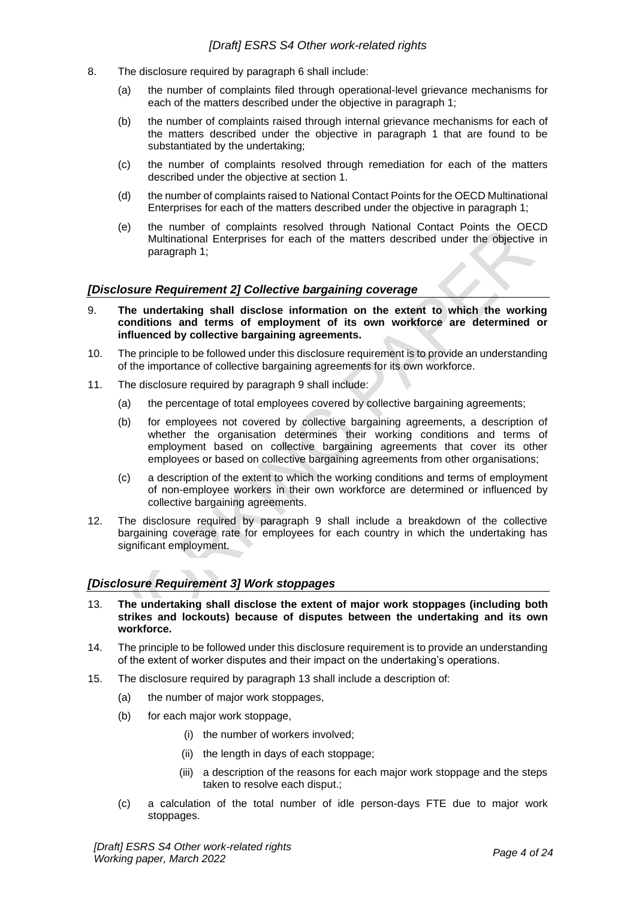8. The disclosure required by paragraph 6 shall include:

   (a) the number of complaints filed through operational-level grievance mechanisms for each of the matters described under the objective in paragraph 1;

   (b) the number of complaints raised through internal grievance mechanisms for each of the matters described under the objective in paragraph 1 that are found to be substantiated by the undertaking;

   (c) the number of complaints resolved through remediation for each of the matters described under the objective at section 1.

   (d) the number of complaints raised to National Contact Points for the OECD Multinational Enterprises for each of the matters described under the objective in paragraph 1;

   (e) the number of complaints resolved through National Contact Points the OECD Multinational Enterprises for each of the matters described under the objective in paragraph 1;

### *[Disclosure Requirement 2] Collective bargaining coverage*

9. **The undertaking shall disclose information on the extent to which the working conditions and terms of employment of its own workforce are determined or influenced by collective bargaining agreements.**

10. The principle to be followed under this disclosure requirement is to provide an understanding of the importance of collective bargaining agreements for its own workforce.

11. The disclosure required by paragraph 9 shall include:

    (a) the percentage of total employees covered by collective bargaining agreements;

    (b) for employees not covered by collective bargaining agreements, a description of whether the organisation determines their working conditions and terms of employment based on collective bargaining agreements that cover its other employees or based on collective bargaining agreements from other organisations;

    (c) a description of the extent to which the working conditions and terms of employment of non-employee workers in their own workforce are determined or influenced by collective bargaining agreements.

12. The disclosure required by paragraph 9 shall include a breakdown of the collective bargaining coverage rate for employees for each country in which the undertaking has significant employment.

### *[Disclosure Requirement 3] Work stoppages*

13. **The undertaking shall disclose the extent of major work stoppages (including both strikes and lockouts) because of disputes between the undertaking and its own workforce.**

14. The principle to be followed under this disclosure requirement is to provide an understanding of the extent of worker disputes and their impact on the undertaking's operations.

15. The disclosure required by paragraph 13 shall include a description of:

    (a) the number of major work stoppages,

    (b) for each major work stoppage,

       (i) the number of workers involved;

       (ii) the length in days of each stoppage;

       (iii) a description of the reasons for each major work stoppage and the steps taken to resolve each disput.;

    (c) a calculation of the total number of idle person-days FTE due to major work stoppages.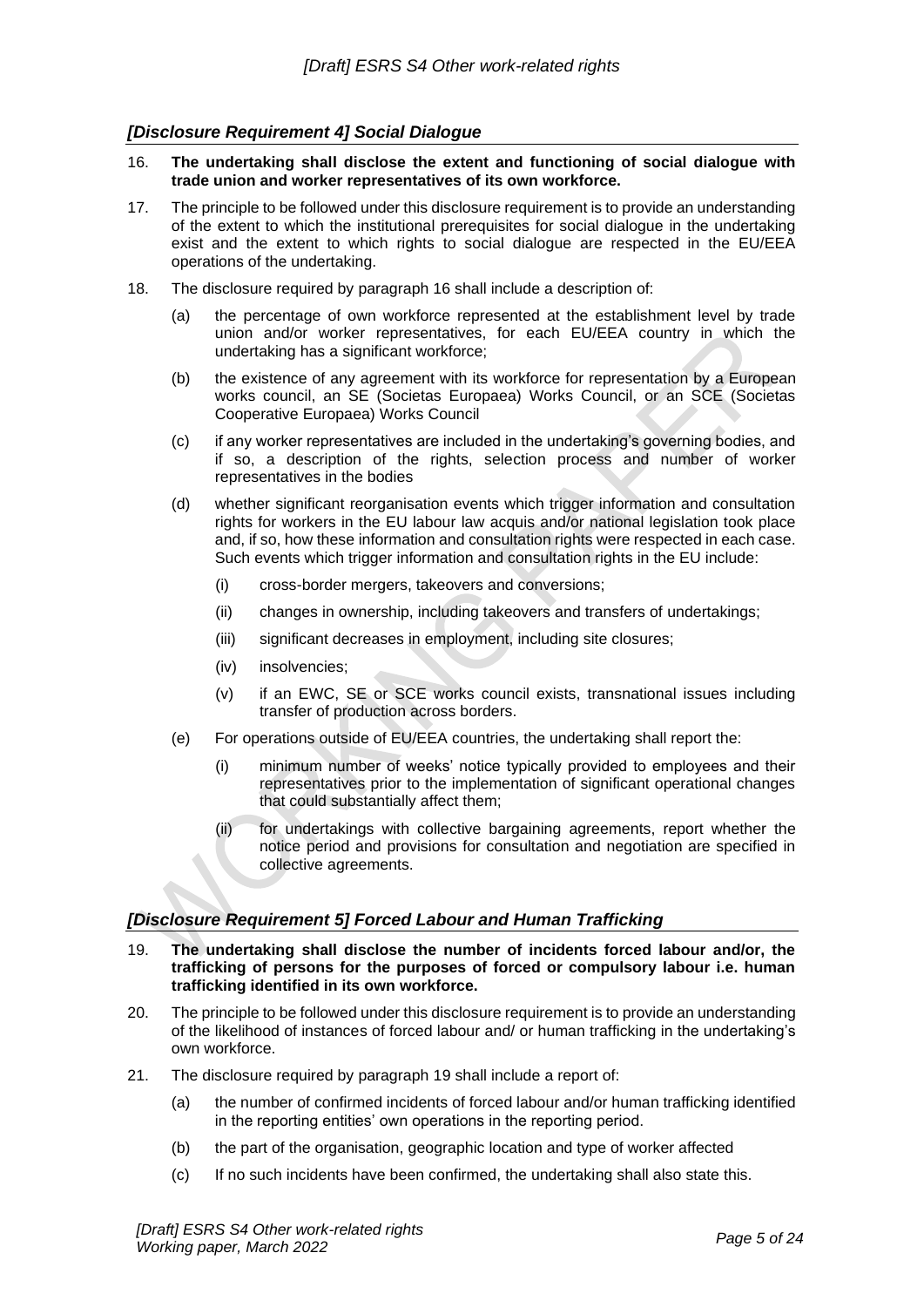## *[Disclosure Requirement 4] Social Dialogue*

16. **The undertaking shall disclose the extent and functioning of social dialogue with trade union and worker representatives of its own workforce.**

17. The principle to be followed under this disclosure requirement is to provide an understanding of the extent to which the institutional prerequisites for social dialogue in the undertaking exist and the extent to which rights to social dialogue are respected in the EU/EEA operations of the undertaking.

18. The disclosure required by paragraph 16 shall include a description of:

    (a) the percentage of own workforce represented at the establishment level by trade union and/or worker representatives, for each EU/EEA country in which the undertaking has a significant workforce;

    (b) the existence of any agreement with its workforce for representation by a European works council, an SE (Societas Europaea) Works Council, or an SCE (Societas Cooperative Europaea) Works Council

    (c) if any worker representatives are included in the undertaking's governing bodies, and if so, a description of the rights, selection process and number of worker representatives in the bodies

    (d) whether significant reorganisation events which trigger information and consultation rights for workers in the EU labour law acquis and/or national legislation took place and, if so, how these information and consultation rights were respected in each case. Such events which trigger information and consultation rights in the EU include:

        (i) cross-border mergers, takeovers and conversions;

        (ii) changes in ownership, including takeovers and transfers of undertakings;

        (iii) significant decreases in employment, including site closures;

        (iv) insolvencies;

        (v) if an EWC, SE or SCE works council exists, transnational issues including transfer of production across borders.

    (e) For operations outside of EU/EEA countries, the undertaking shall report the:

        (i) minimum number of weeks' notice typically provided to employees and their representatives prior to the implementation of significant operational changes that could substantially affect them;

        (ii) for undertakings with collective bargaining agreements, report whether the notice period and provisions for consultation and negotiation are specified in collective agreements.

## *[Disclosure Requirement 5] Forced Labour and Human Trafficking*

19. **The undertaking shall disclose the number of incidents forced labour and/or, the trafficking of persons for the purposes of forced or compulsory labour i.e. human trafficking identified in its own workforce.**

20. The principle to be followed under this disclosure requirement is to provide an understanding of the likelihood of instances of forced labour and/ or human trafficking in the undertaking's own workforce.

21. The disclosure required by paragraph 19 shall include a report of:

    (a) the number of confirmed incidents of forced labour and/or human trafficking identified in the reporting entities' own operations in the reporting period.

    (b) the part of the organisation, geographic location and type of worker affected

    (c) If no such incidents have been confirmed, the undertaking shall also state this.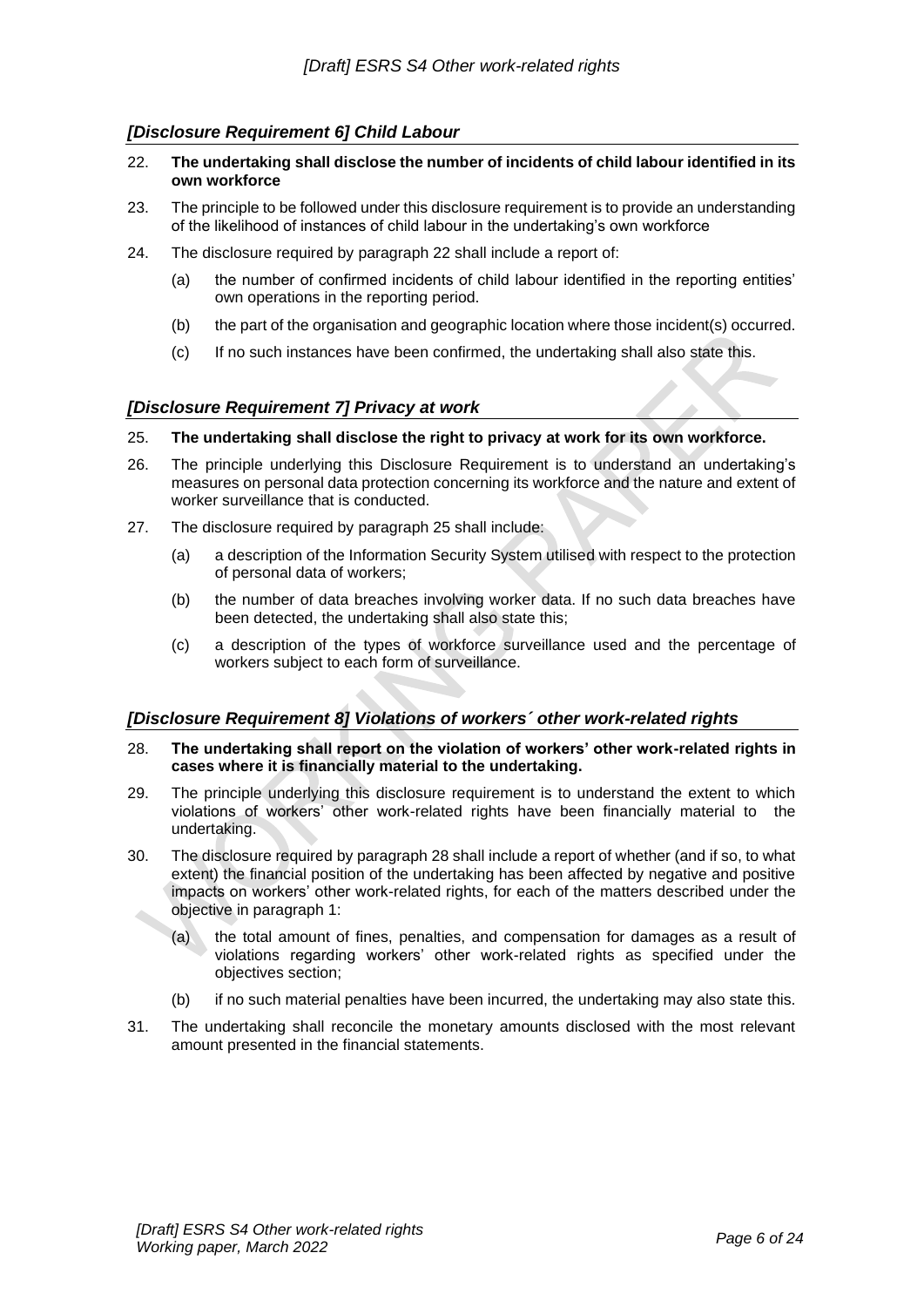### *[Disclosure Requirement 6] Child Labour*

22. **The undertaking shall disclose the number of incidents of child labour identified in its own workforce**

23. The principle to be followed under this disclosure requirement is to provide an understanding of the likelihood of instances of child labour in the undertaking's own workforce

24. The disclosure required by paragraph 22 shall include a report of:

    (a) the number of confirmed incidents of child labour identified in the reporting entities' own operations in the reporting period.

    (b) the part of the organisation and geographic location where those incident(s) occurred.

    (c) If no such instances have been confirmed, the undertaking shall also state this.

### *[Disclosure Requirement 7] Privacy at work*

25. **The undertaking shall disclose the right to privacy at work for its own workforce.**

26. The principle underlying this Disclosure Requirement is to understand an undertaking's measures on personal data protection concerning its workforce and the nature and extent of worker surveillance that is conducted.

27. The disclosure required by paragraph 25 shall include:

    (a) a description of the Information Security System utilised with respect to the protection of personal data of workers;

    (b) the number of data breaches involving worker data. If no such data breaches have been detected, the undertaking shall also state this;

    (c) a description of the types of workforce surveillance used and the percentage of workers subject to each form of surveillance.

### *[Disclosure Requirement 8] Violations of workers´ other work-related rights*

28. **The undertaking shall report on the violation of workers' other work-related rights in cases where it is financially material to the undertaking.**

29. The principle underlying this disclosure requirement is to understand the extent to which violations of workers' other work-related rights have been financially material to the undertaking.

30. The disclosure required by paragraph 28 shall include a report of whether (and if so, to what extent) the financial position of the undertaking has been affected by negative and positive impacts on workers' other work-related rights, for each of the matters described under the objective in paragraph 1:

    (a) the total amount of fines, penalties, and compensation for damages as a result of violations regarding workers' other work-related rights as specified under the objectives section;

    (b) if no such material penalties have been incurred, the undertaking may also state this.

31. The undertaking shall reconcile the monetary amounts disclosed with the most relevant amount presented in the financial statements.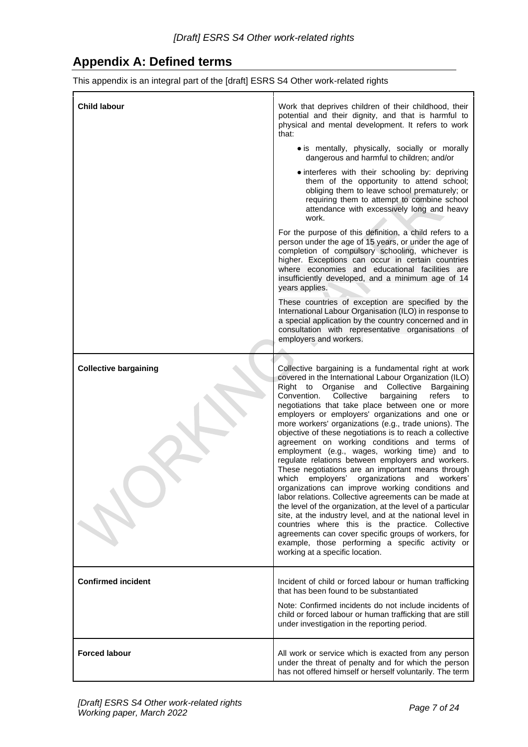## Appendix A: Defined terms

This appendix is an integral part of the [draft] ESRS S4 Other work-related rights

| | |
|---|---|
| **Child labour** | Work that deprives children of their childhood, their potential and their dignity, and that is harmful to physical and mental development. It refers to work that:<br>• is mentally, physically, socially or morally dangerous and harmful to children; and/or<br>• interferes with their schooling by: depriving them of the opportunity to attend school; obliging them to leave school prematurely; or requiring them to attempt to combine school attendance with excessively long and heavy work.<br>For the purpose of this definition, a child refers to a person under the age of 15 years, or under the age of completion of compulsory schooling, whichever is higher. Exceptions can occur in certain countries where economies and educational facilities are insufficiently developed, and a minimum age of 14 years applies.<br>These countries of exception are specified by the International Labour Organisation (ILO) in response to a special application by the country concerned and in consultation with representative organisations of employers and workers. |
| **Collective bargaining** | Collective bargaining is a fundamental right at work covered in the International Labour Organization (ILO) Right to Organise and Collective Bargaining Convention. Collective bargaining refers to negotiations that take place between one or more employers or employers' organizations and one or more workers' organizations (e.g., trade unions). The objective of these negotiations is to reach a collective agreement on working conditions and terms of employment (e.g., wages, working time) and to regulate relations between employers and workers. These negotiations are an important means through which employers' organizations and workers' organizations can improve working conditions and labor relations. Collective agreements can be made at the level of the organization, at the level of a particular site, at the industry level, and at the national level in countries where this is the practice. Collective agreements can cover specific groups of workers, for example, those performing a specific activity or working at a specific location. |
| **Confirmed incident** | Incident of child or forced labour or human trafficking that has been found to be substantiated<br>Note: Confirmed incidents do not include incidents of child or forced labour or human trafficking that are still under investigation in the reporting period. |
| **Forced labour** | All work or service which is exacted from any person under the threat of penalty and for which the person has not offered himself or herself voluntarily. The term |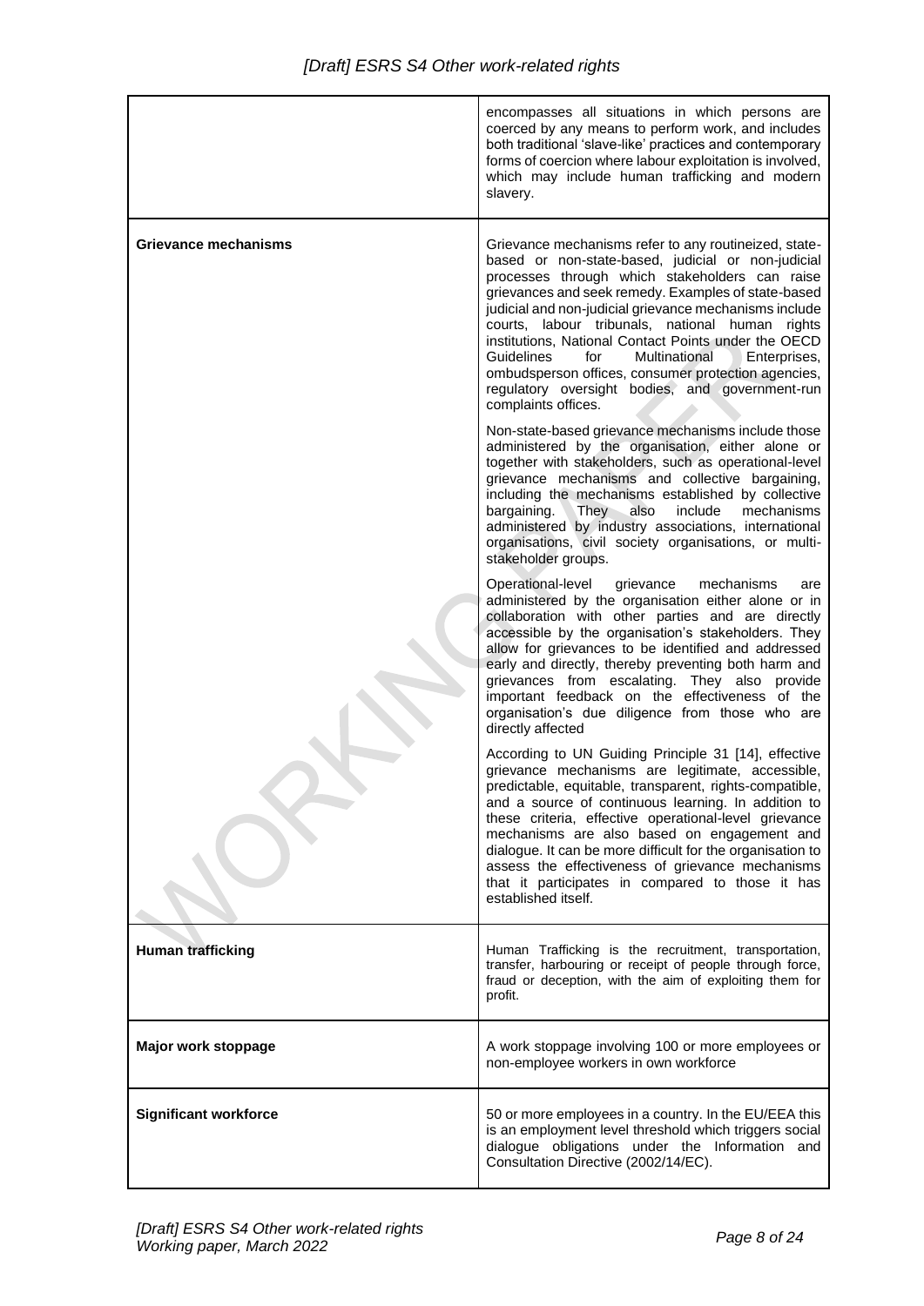| | |
|---|---|
| | encompasses all situations in which persons are coerced by any means to perform work, and includes both traditional 'slave-like' practices and contemporary forms of coercion where labour exploitation is involved, which may include human trafficking and modern slavery. |
| **Grievance mechanisms** | Grievance mechanisms refer to any routineized, state-based or non-state-based, judicial or non-judicial processes through which stakeholders can raise grievances and seek remedy. Examples of state-based judicial and non-judicial grievance mechanisms include courts, labour tribunals, national human rights institutions, National Contact Points under the OECD Guidelines for Multinational Enterprises, ombudsperson offices, consumer protection agencies, regulatory oversight bodies, and government-run complaints offices.<br><br>Non-state-based grievance mechanisms include those administered by the organisation, either alone or together with stakeholders, such as operational-level grievance mechanisms and collective bargaining, including the mechanisms established by collective bargaining. They also include mechanisms administered by industry associations, international organisations, civil society organisations, or multi-stakeholder groups.<br><br>Operational-level grievance mechanisms are administered by the organisation either alone or in collaboration with other parties and are directly accessible by the organisation's stakeholders. They allow for grievances to be identified and addressed early and directly, thereby preventing both harm and grievances from escalating. They also provide important feedback on the effectiveness of the organisation's due diligence from those who are directly affected<br><br>According to UN Guiding Principle 31 [14], effective grievance mechanisms are legitimate, accessible, predictable, equitable, transparent, rights-compatible, and a source of continuous learning. In addition to these criteria, effective operational-level grievance mechanisms are also based on engagement and dialogue. It can be more difficult for the organisation to assess the effectiveness of grievance mechanisms that it participates in compared to those it has established itself. |
| **Human trafficking** | Human Trafficking is the recruitment, transportation, transfer, harbouring or receipt of people through force, fraud or deception, with the aim of exploiting them for profit. |
| **Major work stoppage** | A work stoppage involving 100 or more employees or non-employee workers in own workforce |
| **Significant workforce** | 50 or more employees in a country. In the EU/EEA this is an employment level threshold which triggers social dialogue obligations under the Information and Consultation Directive (2002/14/EC). |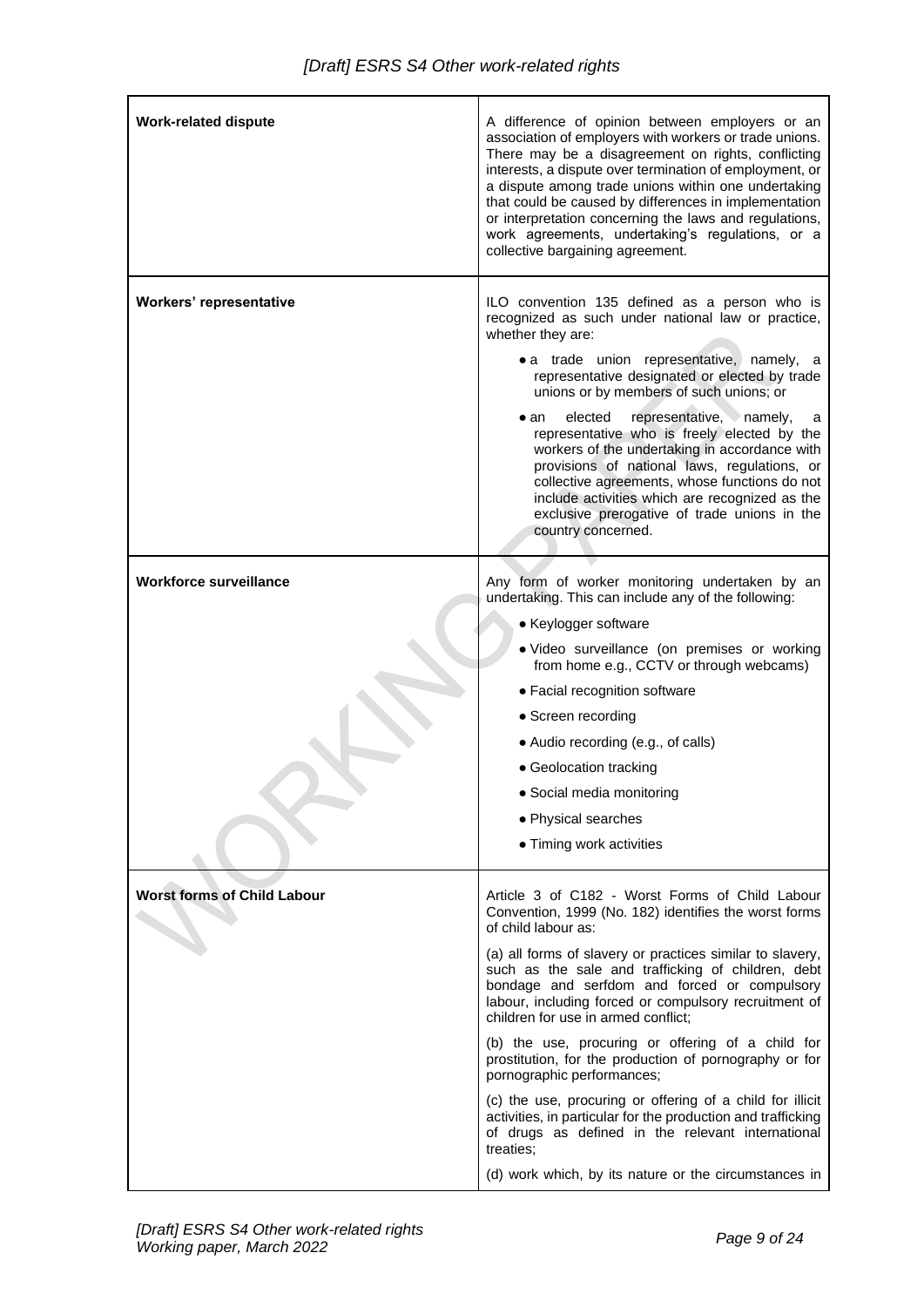| | |
|---|---|
| **Work-related dispute** | A difference of opinion between employers or an association of employers with workers or trade unions. There may be a disagreement on rights, conflicting interests, a dispute over termination of employment, or a dispute among trade unions within one undertaking that could be caused by differences in implementation or interpretation concerning the laws and regulations, work agreements, undertaking's regulations, or a collective bargaining agreement. |
| **Workers' representative** | ILO convention 135 defined as a person who is recognized as such under national law or practice, whether they are:<br>• a trade union representative, namely, a representative designated or elected by trade unions or by members of such unions; or<br>• an elected representative, namely, a representative who is freely elected by the workers of the undertaking in accordance with provisions of national laws, regulations, or collective agreements, whose functions do not include activities which are recognized as the exclusive prerogative of trade unions in the country concerned. |
| **Workforce surveillance** | Any form of worker monitoring undertaken by an undertaking. This can include any of the following:<br>• Keylogger software<br>• Video surveillance (on premises or working from home e.g., CCTV or through webcams)<br>• Facial recognition software<br>• Screen recording<br>• Audio recording (e.g., of calls)<br>• Geolocation tracking<br>• Social media monitoring<br>• Physical searches<br>• Timing work activities |
| **Worst forms of Child Labour** | Article 3 of C182 - Worst Forms of Child Labour Convention, 1999 (No. 182) identifies the worst forms of child labour as:<br>(a) all forms of slavery or practices similar to slavery, such as the sale and trafficking of children, debt bondage and serfdom and forced or compulsory labour, including forced or compulsory recruitment of children for use in armed conflict;<br>(b) the use, procuring or offering of a child for prostitution, for the production of pornography or for pornographic performances;<br>(c) the use, procuring or offering of a child for illicit activities, in particular for the production and trafficking of drugs as defined in the relevant international treaties;<br>(d) work which, by its nature or the circumstances in |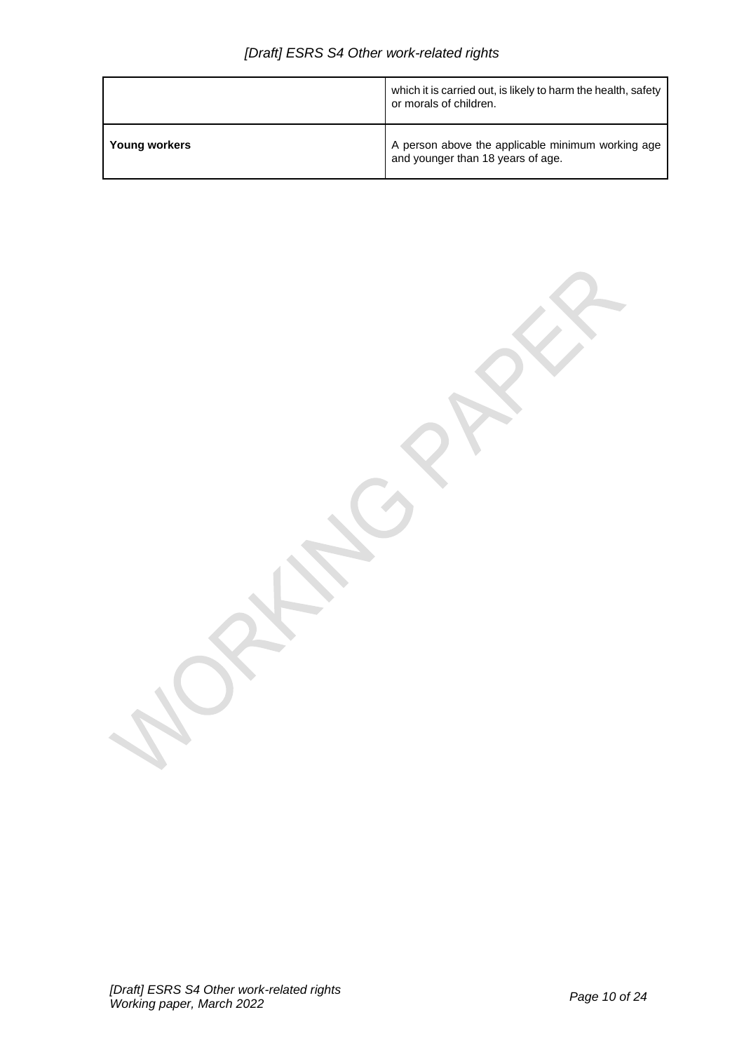| | |
|---|---|
| | which it is carried out, is likely to harm the health, safety or morals of children. |
| **Young workers** | A person above the applicable minimum working age and younger than 18 years of age. |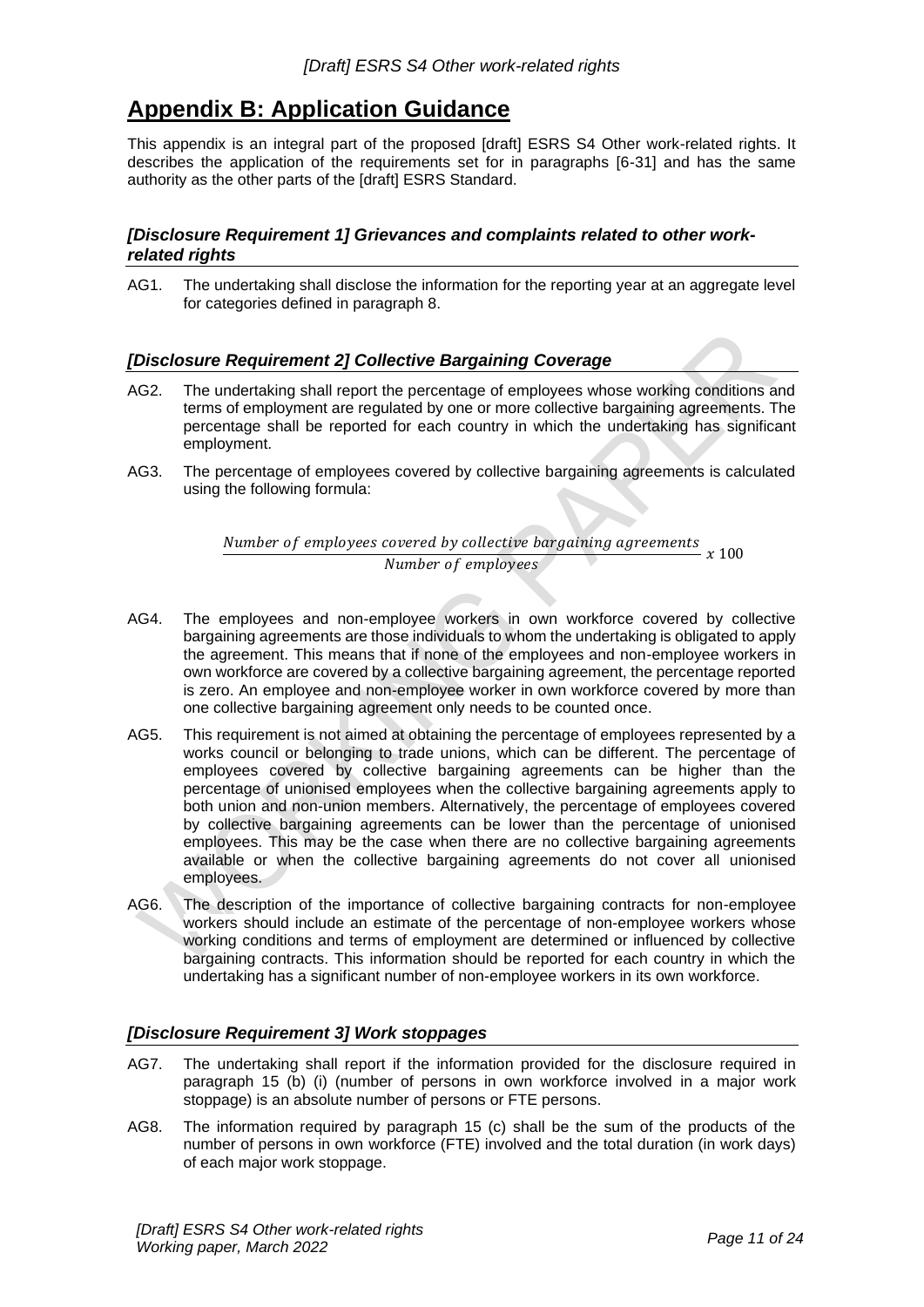# Appendix B: Application Guidance

This appendix is an integral part of the proposed [draft] ESRS S4 Other work-related rights. It describes the application of the requirements set for in paragraphs [6-31] and has the same authority as the other parts of the [draft] ESRS Standard.

### *[Disclosure Requirement 1] Grievances and complaints related to other work-related rights*

AG1. The undertaking shall disclose the information for the reporting year at an aggregate level for categories defined in paragraph 8.

### *[Disclosure Requirement 2] Collective Bargaining Coverage*

AG2. The undertaking shall report the percentage of employees whose working conditions and terms of employment are regulated by one or more collective bargaining agreements. The percentage shall be reported for each country in which the undertaking has significant employment.

AG3. The percentage of employees covered by collective bargaining agreements is calculated using the following formula:

$$\frac{Number\ of\ employees\ covered\ by\ collective\ bargaining\ agreements}{Number\ of\ employees}\ x\ 100$$

AG4. The employees and non-employee workers in own workforce covered by collective bargaining agreements are those individuals to whom the undertaking is obligated to apply the agreement. This means that if none of the employees and non-employee workers in own workforce are covered by a collective bargaining agreement, the percentage reported is zero. An employee and non-employee worker in own workforce covered by more than one collective bargaining agreement only needs to be counted once.

AG5. This requirement is not aimed at obtaining the percentage of employees represented by a works council or belonging to trade unions, which can be different. The percentage of employees covered by collective bargaining agreements can be higher than the percentage of unionised employees when the collective bargaining agreements apply to both union and non-union members. Alternatively, the percentage of employees covered by collective bargaining agreements can be lower than the percentage of unionised employees. This may be the case when there are no collective bargaining agreements available or when the collective bargaining agreements do not cover all unionised employees.

AG6. The description of the importance of collective bargaining contracts for non-employee workers should include an estimate of the percentage of non-employee workers whose working conditions and terms of employment are determined or influenced by collective bargaining contracts. This information should be reported for each country in which the undertaking has a significant number of non-employee workers in its own workforce.

### *[Disclosure Requirement 3] Work stoppages*

AG7. The undertaking shall report if the information provided for the disclosure required in paragraph 15 (b) (i) (number of persons in own workforce involved in a major work stoppage) is an absolute number of persons or FTE persons.

AG8. The information required by paragraph 15 (c) shall be the sum of the products of the number of persons in own workforce (FTE) involved and the total duration (in work days) of each major work stoppage.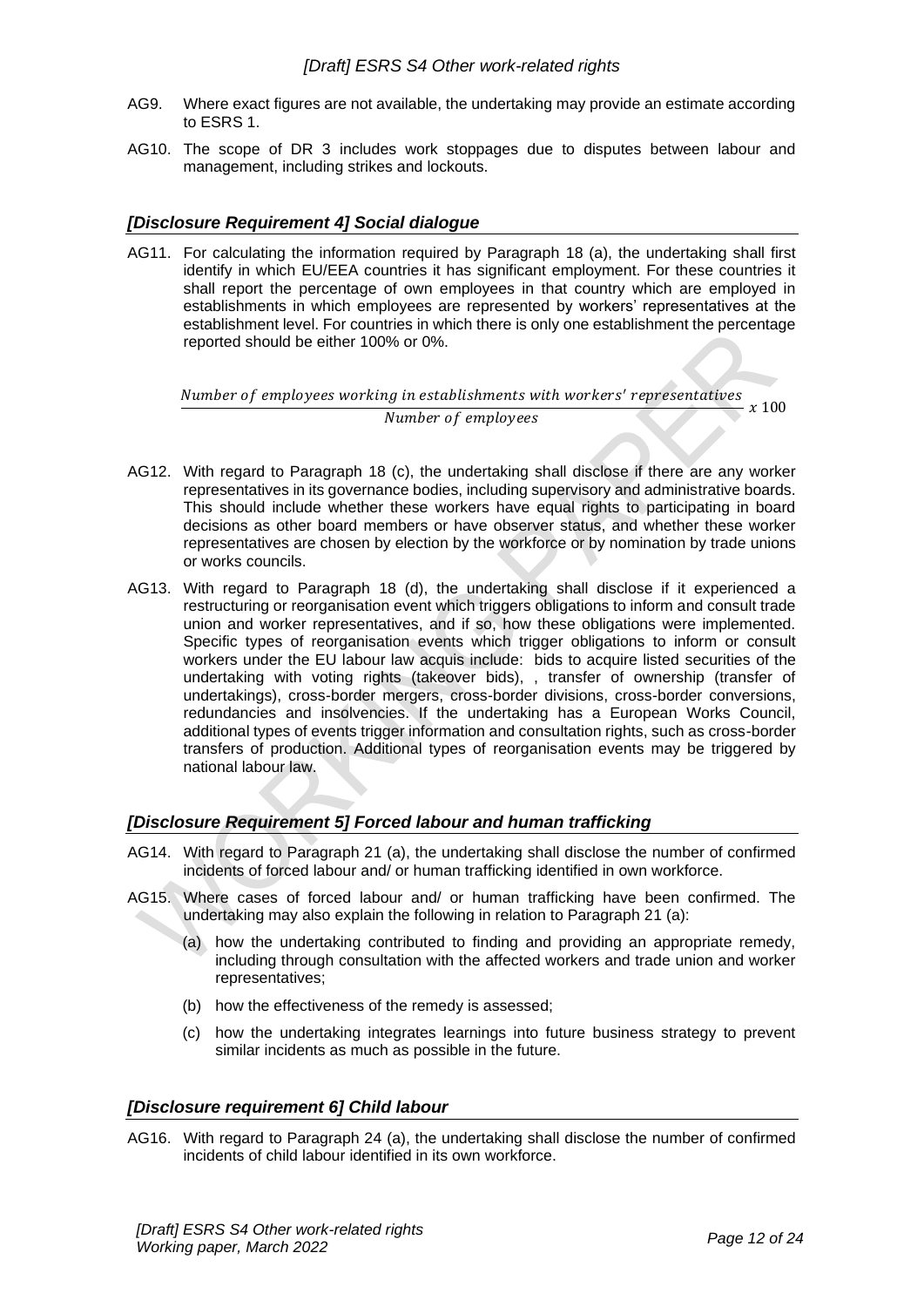AG9. Where exact figures are not available, the undertaking may provide an estimate according to ESRS 1.

AG10. The scope of DR 3 includes work stoppages due to disputes between labour and management, including strikes and lockouts.

### *[Disclosure Requirement 4] Social dialogue*

AG11. For calculating the information required by Paragraph 18 (a), the undertaking shall first identify in which EU/EEA countries it has significant employment. For these countries it shall report the percentage of own employees in that country which are employed in establishments in which employees are represented by workers' representatives at the establishment level. For countries in which there is only one establishment the percentage reported should be either 100% or 0%.

$$\frac{Number\ of\ employees\ working\ in\ establishments\ with\ workers'\ representatives}{Number\ of\ employees} x\ 100$$

AG12. With regard to Paragraph 18 (c), the undertaking shall disclose if there are any worker representatives in its governance bodies, including supervisory and administrative boards. This should include whether these workers have equal rights to participating in board decisions as other board members or have observer status, and whether these worker representatives are chosen by election by the workforce or by nomination by trade unions or works councils.

AG13. With regard to Paragraph 18 (d), the undertaking shall disclose if it experienced a restructuring or reorganisation event which triggers obligations to inform and consult trade union and worker representatives, and if so, how these obligations were implemented. Specific types of reorganisation events which trigger obligations to inform or consult workers under the EU labour law acquis include: bids to acquire listed securities of the undertaking with voting rights (takeover bids), , transfer of ownership (transfer of undertakings), cross-border mergers, cross-border divisions, cross-border conversions, redundancies and insolvencies. If the undertaking has a European Works Council, additional types of events trigger information and consultation rights, such as cross-border transfers of production. Additional types of reorganisation events may be triggered by national labour law.

### *[Disclosure Requirement 5] Forced labour and human trafficking*

AG14. With regard to Paragraph 21 (a), the undertaking shall disclose the number of confirmed incidents of forced labour and/ or human trafficking identified in own workforce.

AG15. Where cases of forced labour and/ or human trafficking have been confirmed. The undertaking may also explain the following in relation to Paragraph 21 (a):

(a) how the undertaking contributed to finding and providing an appropriate remedy, including through consultation with the affected workers and trade union and worker representatives;

(b) how the effectiveness of the remedy is assessed;

(c) how the undertaking integrates learnings into future business strategy to prevent similar incidents as much as possible in the future.

### *[Disclosure requirement 6] Child labour*

AG16. With regard to Paragraph 24 (a), the undertaking shall disclose the number of confirmed incidents of child labour identified in its own workforce.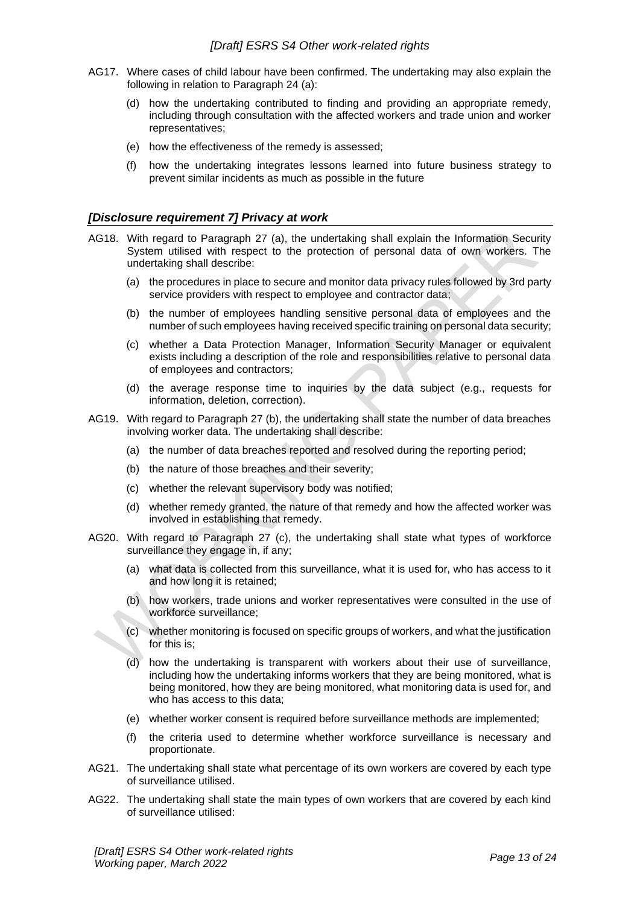AG17. Where cases of child labour have been confirmed. The undertaking may also explain the following in relation to Paragraph 24 (a):

(d) how the undertaking contributed to finding and providing an appropriate remedy, including through consultation with the affected workers and trade union and worker representatives;

(e) how the effectiveness of the remedy is assessed;

(f) how the undertaking integrates lessons learned into future business strategy to prevent similar incidents as much as possible in the future

### *[Disclosure requirement 7] Privacy at work*

AG18. With regard to Paragraph 27 (a), the undertaking shall explain the Information Security System utilised with respect to the protection of personal data of own workers. The undertaking shall describe:

(a) the procedures in place to secure and monitor data privacy rules followed by 3rd party service providers with respect to employee and contractor data;

(b) the number of employees handling sensitive personal data of employees and the number of such employees having received specific training on personal data security;

(c) whether a Data Protection Manager, Information Security Manager or equivalent exists including a description of the role and responsibilities relative to personal data of employees and contractors;

(d) the average response time to inquiries by the data subject (e.g., requests for information, deletion, correction).

AG19. With regard to Paragraph 27 (b), the undertaking shall state the number of data breaches involving worker data. The undertaking shall describe:

(a) the number of data breaches reported and resolved during the reporting period;

(b) the nature of those breaches and their severity;

(c) whether the relevant supervisory body was notified;

(d) whether remedy granted, the nature of that remedy and how the affected worker was involved in establishing that remedy.

AG20. With regard to Paragraph 27 (c), the undertaking shall state what types of workforce surveillance they engage in, if any;

(a) what data is collected from this surveillance, what it is used for, who has access to it and how long it is retained;

(b) how workers, trade unions and worker representatives were consulted in the use of workforce surveillance;

(c) whether monitoring is focused on specific groups of workers, and what the justification for this is;

(d) how the undertaking is transparent with workers about their use of surveillance, including how the undertaking informs workers that they are being monitored, what is being monitored, how they are being monitored, what monitoring data is used for, and who has access to this data;

(e) whether worker consent is required before surveillance methods are implemented;

(f) the criteria used to determine whether workforce surveillance is necessary and proportionate.

AG21. The undertaking shall state what percentage of its own workers are covered by each type of surveillance utilised.

AG22. The undertaking shall state the main types of own workers that are covered by each kind of surveillance utilised: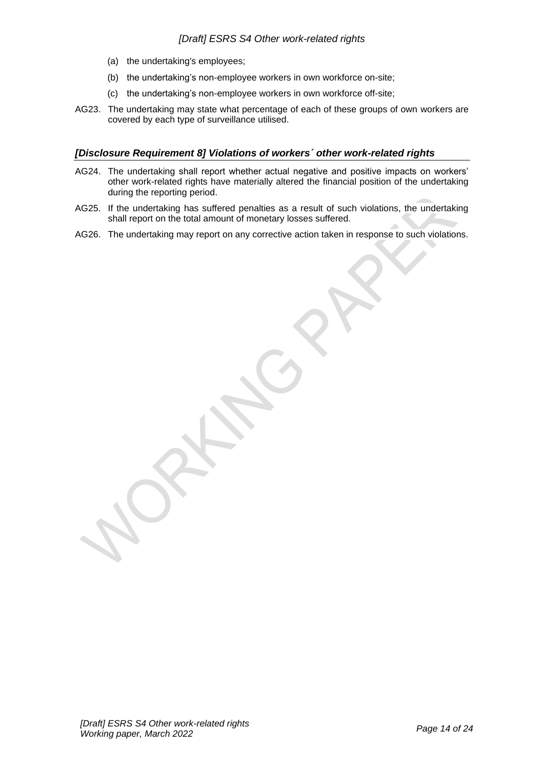(a) the undertaking's employees;

(b) the undertaking’s non-employee workers in own workforce on-site;

(c) the undertaking’s non-employee workers in own workforce off-site;

AG23. The undertaking may state what percentage of each of these groups of own workers are covered by each type of surveillance utilised.

### *[Disclosure Requirement 8] Violations of workers´ other work-related rights*

AG24. The undertaking shall report whether actual negative and positive impacts on workers’ other work-related rights have materially altered the financial position of the undertaking during the reporting period.

AG25. If the undertaking has suffered penalties as a result of such violations, the undertaking shall report on the total amount of monetary losses suffered.

AG26. The undertaking may report on any corrective action taken in response to such violations.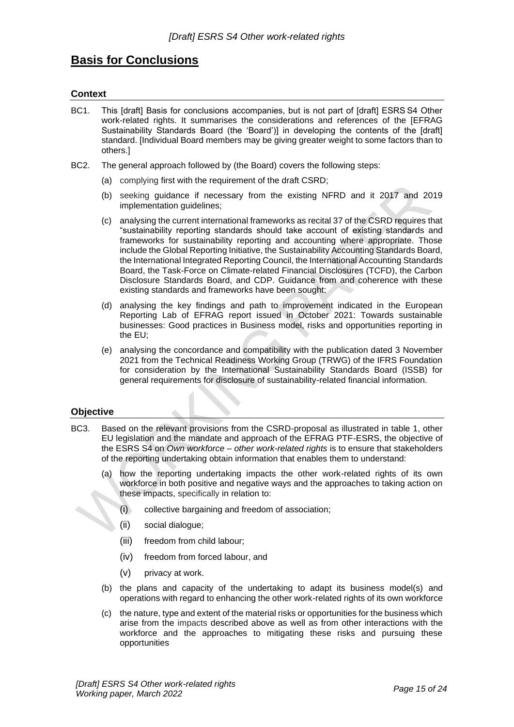## Basis for Conclusions

### Context

BC1. This [draft] Basis for conclusions accompanies, but is not part of [draft] ESRS S4 Other work-related rights. It summarises the considerations and references of the [EFRAG Sustainability Standards Board (the 'Board')] in developing the contents of the [draft] standard. [Individual Board members may be giving greater weight to some factors than to others.]

BC2. The general approach followed by (the Board) covers the following steps:

(a) complying first with the requirement of the draft CSRD;

(b) seeking guidance if necessary from the existing NFRD and it 2017 and 2019 implementation guidelines;

(c) analysing the current international frameworks as recital 37 of the CSRD requires that "sustainability reporting standards should take account of existing standards and frameworks for sustainability reporting and accounting where appropriate. Those include the Global Reporting Initiative, the Sustainability Accounting Standards Board, the International Integrated Reporting Council, the International Accounting Standards Board, the Task-Force on Climate-related Financial Disclosures (TCFD), the Carbon Disclosure Standards Board, and CDP. Guidance from and coherence with these existing standards and frameworks have been sought;

(d) analysing the key findings and path to improvement indicated in the European Reporting Lab of EFRAG report issued in October 2021: Towards sustainable businesses: Good practices in Business model, risks and opportunities reporting in the EU;

(e) analysing the concordance and compatibility with the publication dated 3 November 2021 from the Technical Readiness Working Group (TRWG) of the IFRS Foundation for consideration by the International Sustainability Standards Board (ISSB) for general requirements for disclosure of sustainability-related financial information.

### Objective

BC3. Based on the relevant provisions from the CSRD-proposal as illustrated in table 1, other EU legislation and the mandate and approach of the EFRAG PTF-ESRS, the objective of the ESRS S4 on *Own workforce – other work-related rights* is to ensure that stakeholders of the reporting undertaking obtain information that enables them to understand:

(a) how the reporting undertaking impacts the other work-related rights of its own workforce in both positive and negative ways and the approaches to taking action on these impacts, specifically in relation to:

(i) collective bargaining and freedom of association;

(ii) social dialogue;

(iii) freedom from child labour;

(iv) freedom from forced labour, and

(v) privacy at work.

(b) the plans and capacity of the undertaking to adapt its business model(s) and operations with regard to enhancing the other work-related rights of its own workforce

(c) the nature, type and extent of the material risks or opportunities for the business which arise from the impacts described above as well as from other interactions with the workforce and the approaches to mitigating these risks and pursuing these opportunities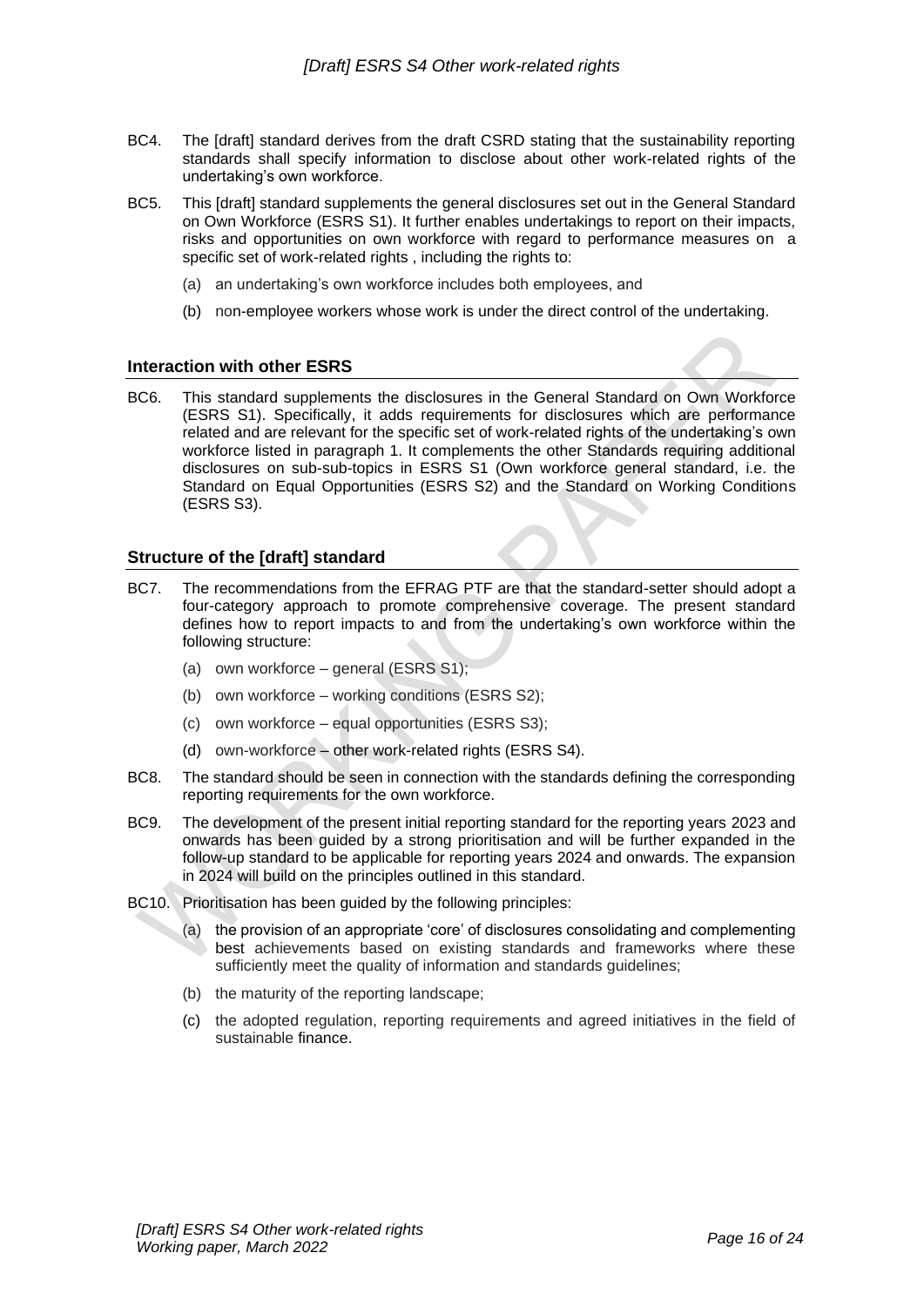BC4. The [draft] standard derives from the draft CSRD stating that the sustainability reporting standards shall specify information to disclose about other work-related rights of the undertaking's own workforce.

BC5. This [draft] standard supplements the general disclosures set out in the General Standard on Own Workforce (ESRS S1). It further enables undertakings to report on their impacts, risks and opportunities on own workforce with regard to performance measures on a specific set of work-related rights , including the rights to:

(a) an undertaking's own workforce includes both employees, and

(b) non-employee workers whose work is under the direct control of the undertaking.

## Interaction with other ESRS

BC6. This standard supplements the disclosures in the General Standard on Own Workforce (ESRS S1). Specifically, it adds requirements for disclosures which are performance related and are relevant for the specific set of work-related rights of the undertaking's own workforce listed in paragraph 1. It complements the other Standards requiring additional disclosures on sub-sub-topics in ESRS S1 (Own workforce general standard, i.e. the Standard on Equal Opportunities (ESRS S2) and the Standard on Working Conditions (ESRS S3).

## Structure of the [draft] standard

BC7. The recommendations from the EFRAG PTF are that the standard-setter should adopt a four-category approach to promote comprehensive coverage. The present standard defines how to report impacts to and from the undertaking's own workforce within the following structure:

(a) own workforce – general (ESRS S1);

(b) own workforce – working conditions (ESRS S2);

(c) own workforce – equal opportunities (ESRS S3);

(d) own-workforce – other work-related rights (ESRS S4).

BC8. The standard should be seen in connection with the standards defining the corresponding reporting requirements for the own workforce.

BC9. The development of the present initial reporting standard for the reporting years 2023 and onwards has been guided by a strong prioritisation and will be further expanded in the follow-up standard to be applicable for reporting years 2024 and onwards. The expansion in 2024 will build on the principles outlined in this standard.

BC10. Prioritisation has been guided by the following principles:

(a) the provision of an appropriate 'core' of disclosures consolidating and complementing best achievements based on existing standards and frameworks where these sufficiently meet the quality of information and standards guidelines;

(b) the maturity of the reporting landscape;

(c) the adopted regulation, reporting requirements and agreed initiatives in the field of sustainable finance.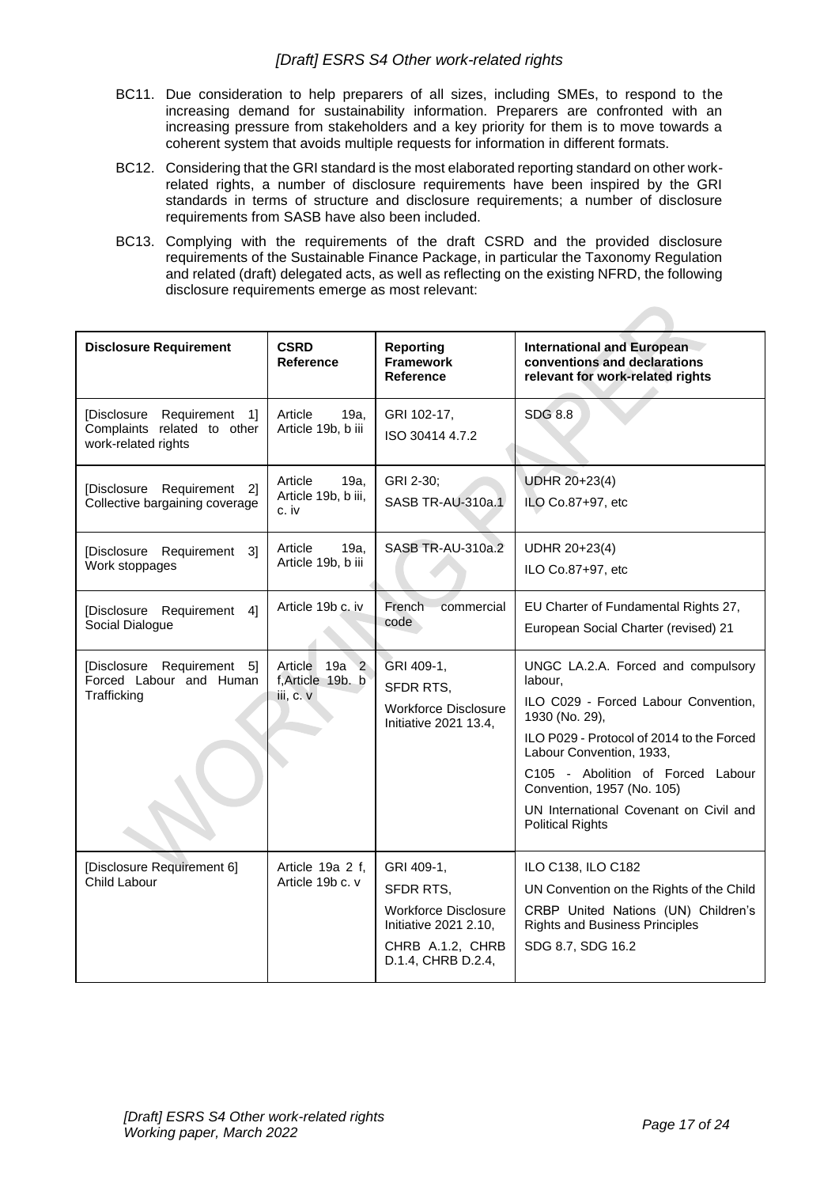BC11. Due consideration to help preparers of all sizes, including SMEs, to respond to the increasing demand for sustainability information. Preparers are confronted with an increasing pressure from stakeholders and a key priority for them is to move towards a coherent system that avoids multiple requests for information in different formats.

BC12. Considering that the GRI standard is the most elaborated reporting standard on other work-related rights, a number of disclosure requirements have been inspired by the GRI standards in terms of structure and disclosure requirements; a number of disclosure requirements from SASB have also been included.

BC13. Complying with the requirements of the draft CSRD and the provided disclosure requirements of the Sustainable Finance Package, in particular the Taxonomy Regulation and related (draft) delegated acts, as well as reflecting on the existing NFRD, the following disclosure requirements emerge as most relevant:

| Disclosure Requirement | CSRD Reference | Reporting Framework Reference | International and European conventions and declarations relevant for work-related rights |
|---|---|---|---|
| [Disclosure Requirement 1] Complaints related to other work-related rights | Article 19a, Article 19b, b iii | GRI 102-17, ISO 30414 4.7.2 | SDG 8.8 |
| [Disclosure Requirement 2] Collective bargaining coverage | Article 19a, Article 19b, b iii, c. iv | GRI 2-30; SASB TR-AU-310a.1 | UDHR 20+23(4) ILO Co.87+97, etc |
| [Disclosure Requirement 3] Work stoppages | Article 19a, Article 19b, b iii | SASB TR-AU-310a.2 | UDHR 20+23(4) ILO Co.87+97, etc |
| [Disclosure Requirement 4] Social Dialogue | Article 19b c. iv | French commercial code | EU Charter of Fundamental Rights 27, European Social Charter (revised) 21 |
| [Disclosure Requirement 5] Forced Labour and Human Trafficking | Article 19a 2 f, Article 19b. b iii, c. v | GRI 409-1, SFDR RTS, Workforce Disclosure Initiative 2021 13.4, | UNGC LA.2.A. Forced and compulsory labour, ILO C029 - Forced Labour Convention, 1930 (No. 29), ILO P029 - Protocol of 2014 to the Forced Labour Convention, 1933, C105 - Abolition of Forced Labour Convention, 1957 (No. 105) UN International Covenant on Civil and Political Rights |
| [Disclosure Requirement 6] Child Labour | Article 19a 2 f, Article 19b c. v | GRI 409-1, SFDR RTS, Workforce Disclosure Initiative 2021 2.10, CHRB A.1.2, CHRB D.1.4, CHRB D.2.4, | ILO C138, ILO C182 UN Convention on the Rights of the Child CRBP United Nations (UN) Children's Rights and Business Principles SDG 8.7, SDG 16.2 |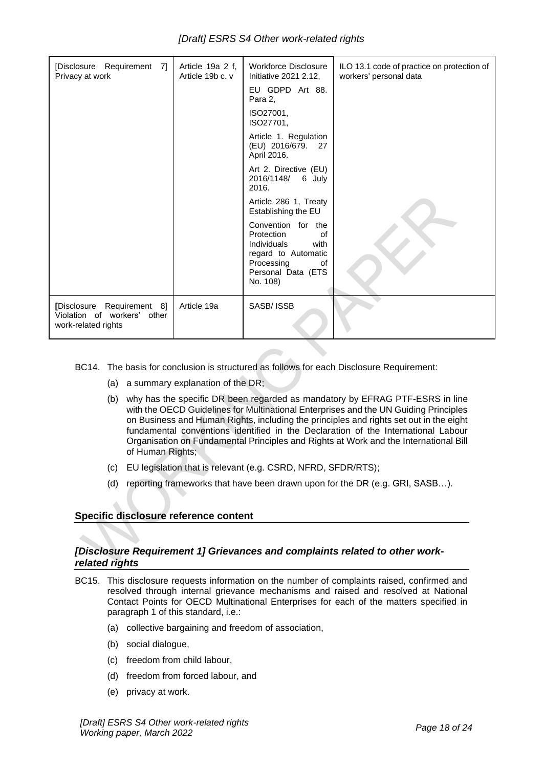| [Disclosure Requirement 7] Privacy at work | Article 19a 2 f, Article 19b c. v | Workforce Disclosure Initiative 2021 2.12,<br>EU GDPD Art 88. Para 2,<br>ISO27001, ISO27701,<br>Article 1. Regulation (EU) 2016/679. 27 April 2016.<br>Art 2. Directive (EU) 2016/1148/ 6 July 2016.<br>Article 286 1, Treaty Establishing the EU<br>Convention for the Protection of Individuals with regard to Automatic Processing of Personal Data (ETS No. 108) | ILO 13.1 code of practice on protection of workers' personal data |
|---|---|---|---|
| [Disclosure Requirement 8] Violation of workers' other work-related rights | Article 19a | SASB/ ISSB | |

BC14. The basis for conclusion is structured as follows for each Disclosure Requirement:

(a) a summary explanation of the DR;

(b) why has the specific DR been regarded as mandatory by EFRAG PTF-ESRS in line with the OECD Guidelines for Multinational Enterprises and the UN Guiding Principles on Business and Human Rights, including the principles and rights set out in the eight fundamental conventions identified in the Declaration of the International Labour Organisation on Fundamental Principles and Rights at Work and the International Bill of Human Rights;

(c) EU legislation that is relevant (e.g. CSRD, NFRD, SFDR/RTS);

(d) reporting frameworks that have been drawn upon for the DR (e.g. GRI, SASB…).

## Specific disclosure reference content

### *[Disclosure Requirement 1] Grievances and complaints related to other work-related rights*

BC15. This disclosure requests information on the number of complaints raised, confirmed and resolved through internal grievance mechanisms and raised and resolved at National Contact Points for OECD Multinational Enterprises for each of the matters specified in paragraph 1 of this standard, i.e.:

(a) collective bargaining and freedom of association,

(b) social dialogue,

(c) freedom from child labour,

(d) freedom from forced labour, and

(e) privacy at work.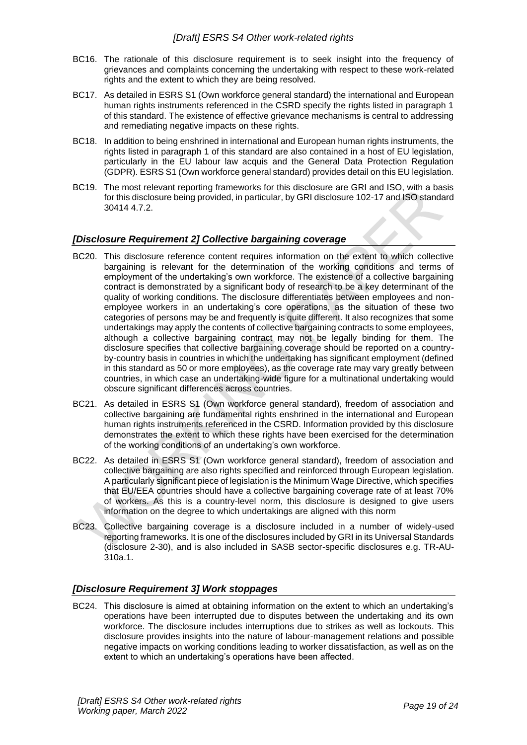BC16. The rationale of this disclosure requirement is to seek insight into the frequency of grievances and complaints concerning the undertaking with respect to these work-related rights and the extent to which they are being resolved.

BC17. As detailed in ESRS S1 (Own workforce general standard) the international and European human rights instruments referenced in the CSRD specify the rights listed in paragraph 1 of this standard. The existence of effective grievance mechanisms is central to addressing and remediating negative impacts on these rights.

BC18. In addition to being enshrined in international and European human rights instruments, the rights listed in paragraph 1 of this standard are also contained in a host of EU legislation, particularly in the EU labour law acquis and the General Data Protection Regulation (GDPR). ESRS S1 (Own workforce general standard) provides detail on this EU legislation.

BC19. The most relevant reporting frameworks for this disclosure are GRI and ISO, with a basis for this disclosure being provided, in particular, by GRI disclosure 102-17 and ISO standard 30414 4.7.2.

## *[Disclosure Requirement 2] Collective bargaining coverage*

BC20. This disclosure reference content requires information on the extent to which collective bargaining is relevant for the determination of the working conditions and terms of employment of the undertaking's own workforce. The existence of a collective bargaining contract is demonstrated by a significant body of research to be a key determinant of the quality of working conditions. The disclosure differentiates between employees and non-employee workers in an undertaking's core operations, as the situation of these two categories of persons may be and frequently is quite different. It also recognizes that some undertakings may apply the contents of collective bargaining contracts to some employees, although a collective bargaining contract may not be legally binding for them. The disclosure specifies that collective bargaining coverage should be reported on a country-by-country basis in countries in which the undertaking has significant employment (defined in this standard as 50 or more employees), as the coverage rate may vary greatly between countries, in which case an undertaking-wide figure for a multinational undertaking would obscure significant differences across countries.

BC21. As detailed in ESRS S1 (Own workforce general standard), freedom of association and collective bargaining are fundamental rights enshrined in the international and European human rights instruments referenced in the CSRD. Information provided by this disclosure demonstrates the extent to which these rights have been exercised for the determination of the working conditions of an undertaking's own workforce.

BC22. As detailed in ESRS S1 (Own workforce general standard), freedom of association and collective bargaining are also rights specified and reinforced through European legislation. A particularly significant piece of legislation is the Minimum Wage Directive, which specifies that EU/EEA countries should have a collective bargaining coverage rate of at least 70% of workers. As this is a country-level norm, this disclosure is designed to give users information on the degree to which undertakings are aligned with this norm

BC23. Collective bargaining coverage is a disclosure included in a number of widely-used reporting frameworks. It is one of the disclosures included by GRI in its Universal Standards (disclosure 2-30), and is also included in SASB sector-specific disclosures e.g. TR-AU-310a.1.

## *[Disclosure Requirement 3] Work stoppages*

BC24. This disclosure is aimed at obtaining information on the extent to which an undertaking's operations have been interrupted due to disputes between the undertaking and its own workforce. The disclosure includes interruptions due to strikes as well as lockouts. This disclosure provides insights into the nature of labour-management relations and possible negative impacts on working conditions leading to worker dissatisfaction, as well as on the extent to which an undertaking's operations have been affected.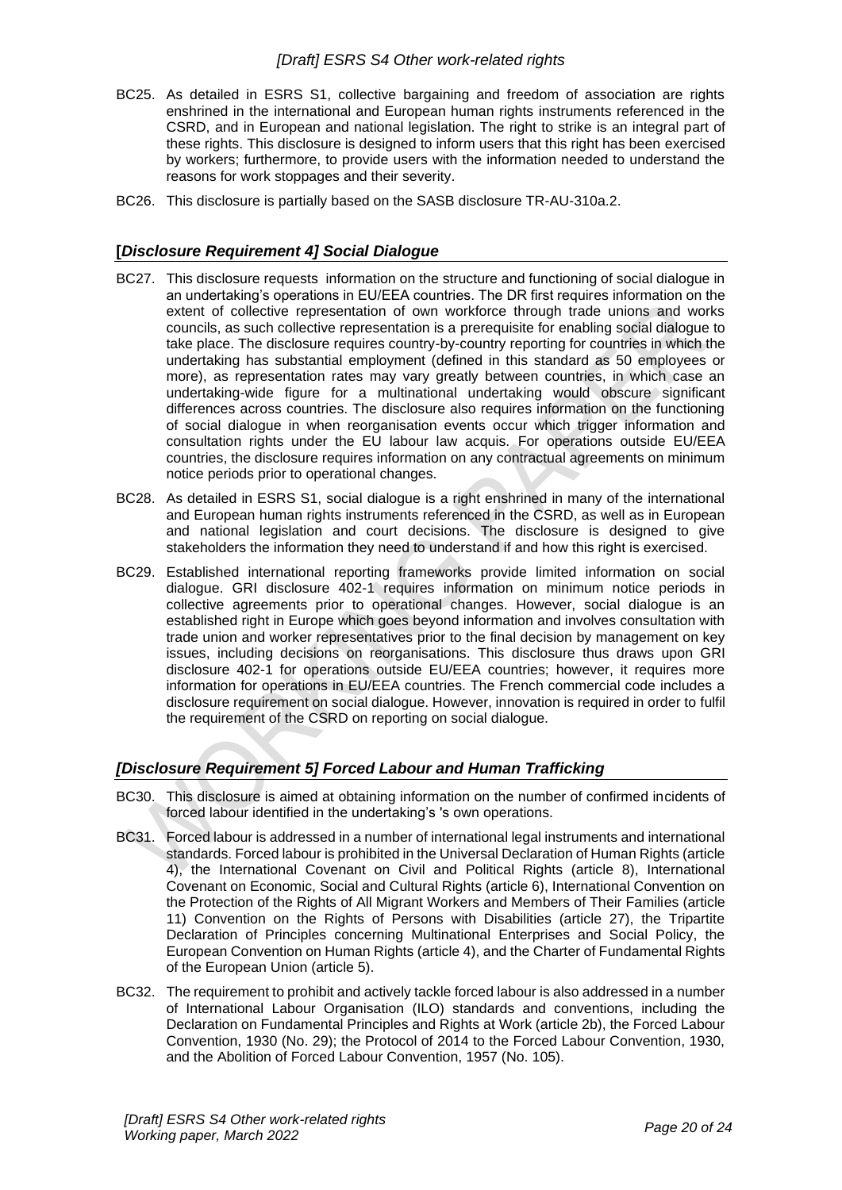BC25. As detailed in ESRS S1, collective bargaining and freedom of association are rights enshrined in the international and European human rights instruments referenced in the CSRD, and in European and national legislation. The right to strike is an integral part of these rights. This disclosure is designed to inform users that this right has been exercised by workers; furthermore, to provide users with the information needed to understand the reasons for work stoppages and their severity.

BC26. This disclosure is partially based on the SASB disclosure TR-AU-310a.2.

### [*Disclosure Requirement 4] Social Dialogue*

BC27. This disclosure requests information on the structure and functioning of social dialogue in an undertaking's operations in EU/EEA countries. The DR first requires information on the extent of collective representation of own workforce through trade unions and works councils, as such collective representation is a prerequisite for enabling social dialogue to take place. The disclosure requires country-by-country reporting for countries in which the undertaking has substantial employment (defined in this standard as 50 employees or more), as representation rates may vary greatly between countries, in which case an undertaking-wide figure for a multinational undertaking would obscure significant differences across countries. The disclosure also requires information on the functioning of social dialogue in when reorganisation events occur which trigger information and consultation rights under the EU labour law acquis. For operations outside EU/EEA countries, the disclosure requires information on any contractual agreements on minimum notice periods prior to operational changes.

BC28. As detailed in ESRS S1, social dialogue is a right enshrined in many of the international and European human rights instruments referenced in the CSRD, as well as in European and national legislation and court decisions. The disclosure is designed to give stakeholders the information they need to understand if and how this right is exercised.

BC29. Established international reporting frameworks provide limited information on social dialogue. GRI disclosure 402-1 requires information on minimum notice periods in collective agreements prior to operational changes. However, social dialogue is an established right in Europe which goes beyond information and involves consultation with trade union and worker representatives prior to the final decision by management on key issues, including decisions on reorganisations. This disclosure thus draws upon GRI disclosure 402-1 for operations outside EU/EEA countries; however, it requires more information for operations in EU/EEA countries. The French commercial code includes a disclosure requirement on social dialogue. However, innovation is required in order to fulfil the requirement of the CSRD on reporting on social dialogue.

### *[Disclosure Requirement 5] Forced Labour and Human Trafficking*

BC30. This disclosure is aimed at obtaining information on the number of confirmed incidents of forced labour identified in the undertaking's 's own operations.

BC31. Forced labour is addressed in a number of international legal instruments and international standards. Forced labour is prohibited in the Universal Declaration of Human Rights (article 4), the International Covenant on Civil and Political Rights (article 8), International Covenant on Economic, Social and Cultural Rights (article 6), International Convention on the Protection of the Rights of All Migrant Workers and Members of Their Families (article 11) Convention on the Rights of Persons with Disabilities (article 27), the Tripartite Declaration of Principles concerning Multinational Enterprises and Social Policy, the European Convention on Human Rights (article 4), and the Charter of Fundamental Rights of the European Union (article 5).

BC32. The requirement to prohibit and actively tackle forced labour is also addressed in a number of International Labour Organisation (ILO) standards and conventions, including the Declaration on Fundamental Principles and Rights at Work (article 2b), the Forced Labour Convention, 1930 (No. 29); the Protocol of 2014 to the Forced Labour Convention, 1930, and the Abolition of Forced Labour Convention, 1957 (No. 105).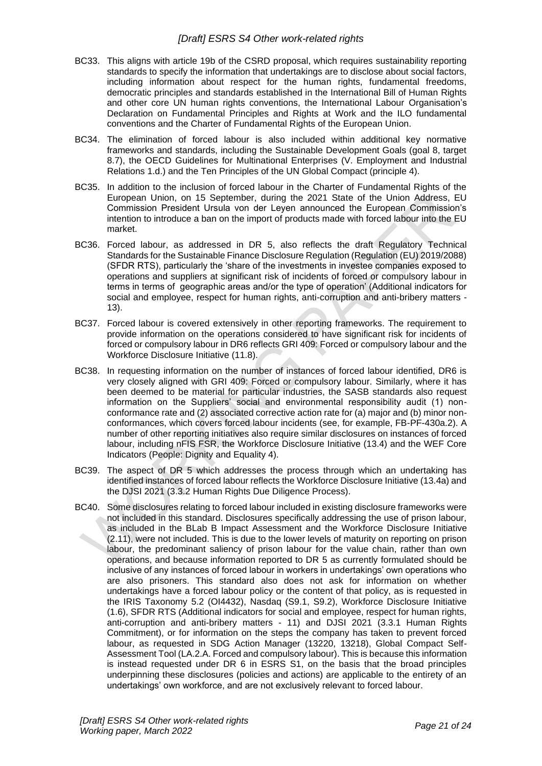BC33. This aligns with article 19b of the CSRD proposal, which requires sustainability reporting standards to specify the information that undertakings are to disclose about social factors, including information about respect for the human rights, fundamental freedoms, democratic principles and standards established in the International Bill of Human Rights and other core UN human rights conventions, the International Labour Organisation's Declaration on Fundamental Principles and Rights at Work and the ILO fundamental conventions and the Charter of Fundamental Rights of the European Union.

BC34. The elimination of forced labour is also included within additional key normative frameworks and standards, including the Sustainable Development Goals (goal 8, target 8.7), the OECD Guidelines for Multinational Enterprises (V. Employment and Industrial Relations 1.d.) and the Ten Principles of the UN Global Compact (principle 4).

BC35. In addition to the inclusion of forced labour in the Charter of Fundamental Rights of the European Union, on 15 September, during the 2021 State of the Union Address, EU Commission President Ursula von der Leyen announced the European Commission's intention to introduce a ban on the import of products made with forced labour into the EU market.

BC36. Forced labour, as addressed in DR 5, also reflects the draft Regulatory Technical Standards for the Sustainable Finance Disclosure Regulation (Regulation (EU) 2019/2088) (SFDR RTS), particularly the 'share of the investments in investee companies exposed to operations and suppliers at significant risk of incidents of forced or compulsory labour in terms in terms of geographic areas and/or the type of operation' (Additional indicators for social and employee, respect for human rights, anti-corruption and anti-bribery matters - 13).

BC37. Forced labour is covered extensively in other reporting frameworks. The requirement to provide information on the operations considered to have significant risk for incidents of forced or compulsory labour in DR6 reflects GRI 409: Forced or compulsory labour and the Workforce Disclosure Initiative (11.8).

BC38. In requesting information on the number of instances of forced labour identified, DR6 is very closely aligned with GRI 409: Forced or compulsory labour. Similarly, where it has been deemed to be material for particular industries, the SASB standards also request information on the Suppliers' social and environmental responsibility audit (1) non-conformance rate and (2) associated corrective action rate for (a) major and (b) minor non-conformances, which covers forced labour incidents (see, for example, FB-PF-430a.2). A number of other reporting initiatives also require similar disclosures on instances of forced labour, including nFIS FSR, the Workforce Disclosure Initiative (13.4) and the WEF Core Indicators (People: Dignity and Equality 4).

BC39. The aspect of DR 5 which addresses the process through which an undertaking has identified instances of forced labour reflects the Workforce Disclosure Initiative (13.4a) and the DJSI 2021 (3.3.2 Human Rights Due Diligence Process).

BC40. Some disclosures relating to forced labour included in existing disclosure frameworks were not included in this standard. Disclosures specifically addressing the use of prison labour, as included in the BLab B Impact Assessment and the Workforce Disclosure Initiative (2.11), were not included. This is due to the lower levels of maturity on reporting on prison labour, the predominant saliency of prison labour for the value chain, rather than own operations, and because information reported to DR 5 as currently formulated should be inclusive of any instances of forced labour in workers in undertakings' own operations who are also prisoners. This standard also does not ask for information on whether undertakings have a forced labour policy or the content of that policy, as is requested in the IRIS Taxonomy 5.2 (OI4432), Nasdaq (S9.1, S9.2), Workforce Disclosure Initiative (1.6), SFDR RTS (Additional indicators for social and employee, respect for human rights, anti-corruption and anti-bribery matters - 11) and DJSI 2021 (3.3.1 Human Rights Commitment), or for information on the steps the company has taken to prevent forced labour, as requested in SDG Action Manager (13220, 13218), Global Compact Self-Assessment Tool (LA.2.A. Forced and compulsory labour). This is because this information is instead requested under DR 6 in ESRS S1, on the basis that the broad principles underpinning these disclosures (policies and actions) are applicable to the entirety of an undertakings' own workforce, and are not exclusively relevant to forced labour.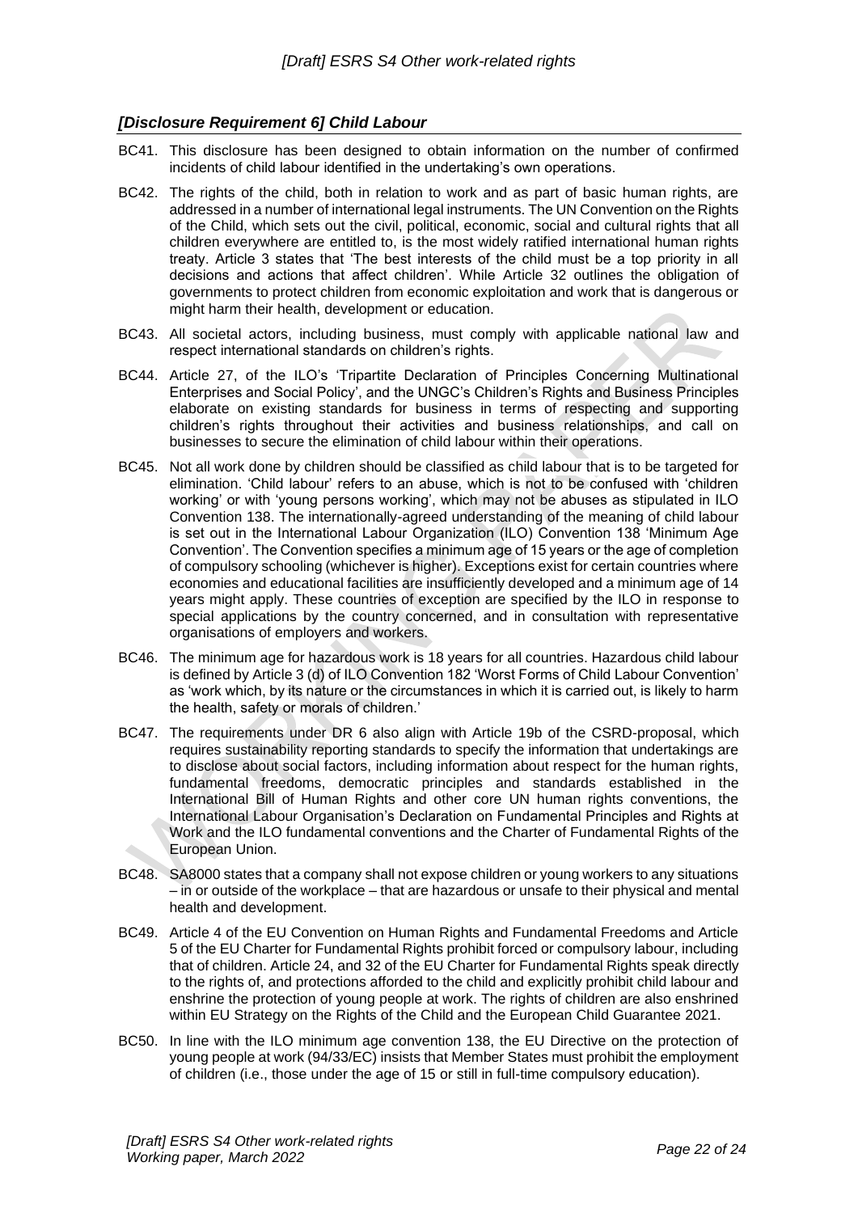### *[Disclosure Requirement 6] Child Labour*

BC41. This disclosure has been designed to obtain information on the number of confirmed incidents of child labour identified in the undertaking's own operations.

BC42. The rights of the child, both in relation to work and as part of basic human rights, are addressed in a number of international legal instruments. The UN Convention on the Rights of the Child, which sets out the civil, political, economic, social and cultural rights that all children everywhere are entitled to, is the most widely ratified international human rights treaty. Article 3 states that 'The best interests of the child must be a top priority in all decisions and actions that affect children'. While Article 32 outlines the obligation of governments to protect children from economic exploitation and work that is dangerous or might harm their health, development or education.

BC43. All societal actors, including business, must comply with applicable national law and respect international standards on children's rights.

BC44. Article 27, of the ILO's 'Tripartite Declaration of Principles Concerning Multinational Enterprises and Social Policy', and the UNGC's Children's Rights and Business Principles elaborate on existing standards for business in terms of respecting and supporting children's rights throughout their activities and business relationships, and call on businesses to secure the elimination of child labour within their operations.

BC45. Not all work done by children should be classified as child labour that is to be targeted for elimination. 'Child labour' refers to an abuse, which is not to be confused with 'children working' or with 'young persons working', which may not be abuses as stipulated in ILO Convention 138. The internationally-agreed understanding of the meaning of child labour is set out in the International Labour Organization (ILO) Convention 138 'Minimum Age Convention'. The Convention specifies a minimum age of 15 years or the age of completion of compulsory schooling (whichever is higher). Exceptions exist for certain countries where economies and educational facilities are insufficiently developed and a minimum age of 14 years might apply. These countries of exception are specified by the ILO in response to special applications by the country concerned, and in consultation with representative organisations of employers and workers.

BC46. The minimum age for hazardous work is 18 years for all countries. Hazardous child labour is defined by Article 3 (d) of ILO Convention 182 'Worst Forms of Child Labour Convention' as 'work which, by its nature or the circumstances in which it is carried out, is likely to harm the health, safety or morals of children.'

BC47. The requirements under DR 6 also align with Article 19b of the CSRD-proposal, which requires sustainability reporting standards to specify the information that undertakings are to disclose about social factors, including information about respect for the human rights, fundamental freedoms, democratic principles and standards established in the International Bill of Human Rights and other core UN human rights conventions, the International Labour Organisation's Declaration on Fundamental Principles and Rights at Work and the ILO fundamental conventions and the Charter of Fundamental Rights of the European Union.

BC48. SA8000 states that a company shall not expose children or young workers to any situations – in or outside of the workplace – that are hazardous or unsafe to their physical and mental health and development.

BC49. Article 4 of the EU Convention on Human Rights and Fundamental Freedoms and Article 5 of the EU Charter for Fundamental Rights prohibit forced or compulsory labour, including that of children. Article 24, and 32 of the EU Charter for Fundamental Rights speak directly to the rights of, and protections afforded to the child and explicitly prohibit child labour and enshrine the protection of young people at work. The rights of children are also enshrined within EU Strategy on the Rights of the Child and the European Child Guarantee 2021.

BC50. In line with the ILO minimum age convention 138, the EU Directive on the protection of young people at work (94/33/EC) insists that Member States must prohibit the employment of children (i.e., those under the age of 15 or still in full-time compulsory education).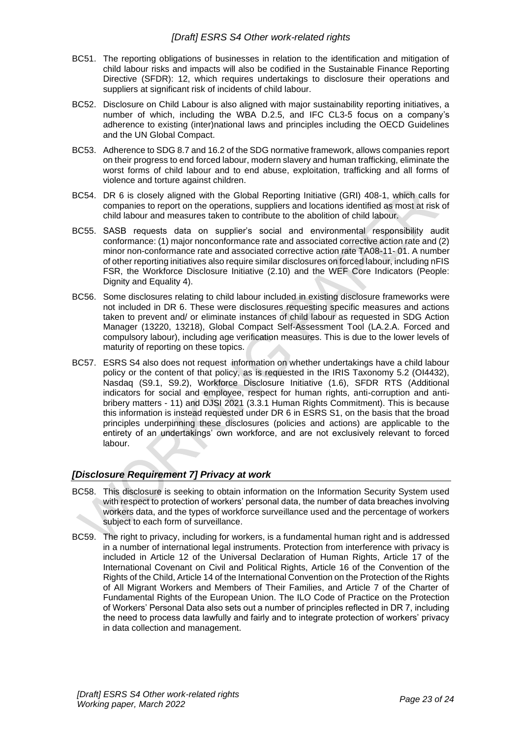BC51. The reporting obligations of businesses in relation to the identification and mitigation of child labour risks and impacts will also be codified in the Sustainable Finance Reporting Directive (SFDR): 12, which requires undertakings to disclosure their operations and suppliers at significant risk of incidents of child labour.

BC52. Disclosure on Child Labour is also aligned with major sustainability reporting initiatives, a number of which, including the WBA D.2.5, and IFC CL3-5 focus on a company's adherence to existing (inter)national laws and principles including the OECD Guidelines and the UN Global Compact.

BC53. Adherence to SDG 8.7 and 16.2 of the SDG normative framework, allows companies report on their progress to end forced labour, modern slavery and human trafficking, eliminate the worst forms of child labour and to end abuse, exploitation, trafficking and all forms of violence and torture against children.

BC54. DR 6 is closely aligned with the Global Reporting Initiative (GRI) 408-1, which calls for companies to report on the operations, suppliers and locations identified as most at risk of child labour and measures taken to contribute to the abolition of child labour.

BC55. SASB requests data on supplier's social and environmental responsibility audit conformance: (1) major nonconformance rate and associated corrective action rate and (2) minor non-conformance rate and associated corrective action rate TA08-11- 01. A number of other reporting initiatives also require similar disclosures on forced labour, including nFIS FSR, the Workforce Disclosure Initiative (2.10) and the WEF Core Indicators (People: Dignity and Equality 4).

BC56. Some disclosures relating to child labour included in existing disclosure frameworks were not included in DR 6. These were disclosures requesting specific measures and actions taken to prevent and/ or eliminate instances of child labour as requested in SDG Action Manager (13220, 13218), Global Compact Self-Assessment Tool (LA.2.A. Forced and compulsory labour), including age verification measures. This is due to the lower levels of maturity of reporting on these topics.

BC57. ESRS S4 also does not request information on whether undertakings have a child labour policy or the content of that policy, as is requested in the IRIS Taxonomy 5.2 (OI4432), Nasdaq (S9.1, S9.2), Workforce Disclosure Initiative (1.6), SFDR RTS (Additional indicators for social and employee, respect for human rights, anti-corruption and anti-bribery matters - 11) and DJSI 2021 (3.3.1 Human Rights Commitment). This is because this information is instead requested under DR 6 in ESRS S1, on the basis that the broad principles underpinning these disclosures (policies and actions) are applicable to the entirety of an undertakings' own workforce, and are not exclusively relevant to forced labour.

## *[Disclosure Requirement 7] Privacy at work*

BC58. This disclosure is seeking to obtain information on the Information Security System used with respect to protection of workers' personal data, the number of data breaches involving workers data, and the types of workforce surveillance used and the percentage of workers subject to each form of surveillance.

BC59. The right to privacy, including for workers, is a fundamental human right and is addressed in a number of international legal instruments. Protection from interference with privacy is included in Article 12 of the Universal Declaration of Human Rights, Article 17 of the International Covenant on Civil and Political Rights, Article 16 of the Convention of the Rights of the Child, Article 14 of the International Convention on the Protection of the Rights of All Migrant Workers and Members of Their Families, and Article 7 of the Charter of Fundamental Rights of the European Union. The ILO Code of Practice on the Protection of Workers' Personal Data also sets out a number of principles reflected in DR 7, including the need to process data lawfully and fairly and to integrate protection of workers' privacy in data collection and management.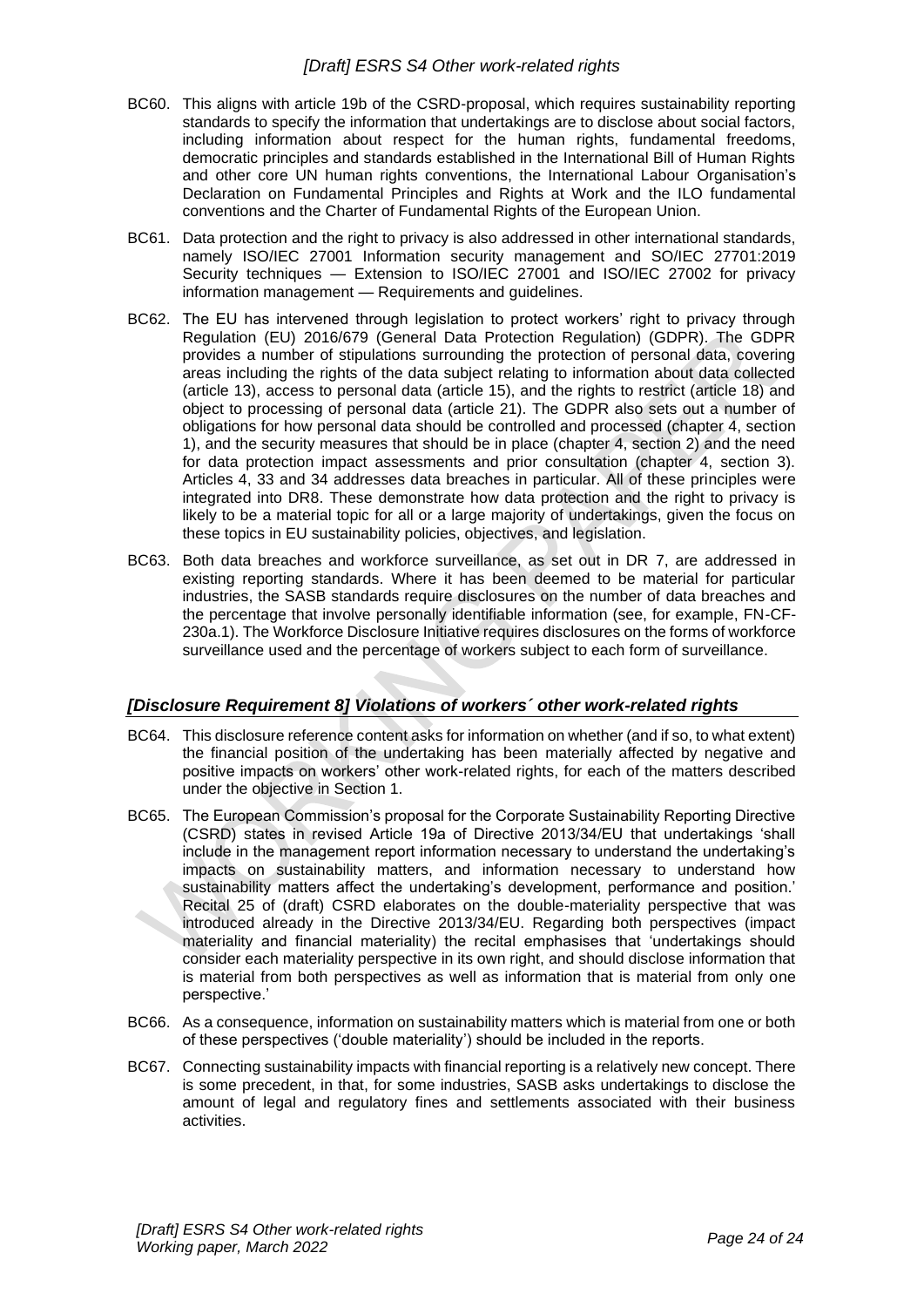BC60. This aligns with article 19b of the CSRD-proposal, which requires sustainability reporting standards to specify the information that undertakings are to disclose about social factors, including information about respect for the human rights, fundamental freedoms, democratic principles and standards established in the International Bill of Human Rights and other core UN human rights conventions, the International Labour Organisation's Declaration on Fundamental Principles and Rights at Work and the ILO fundamental conventions and the Charter of Fundamental Rights of the European Union.

BC61. Data protection and the right to privacy is also addressed in other international standards, namely ISO/IEC 27001 Information security management and SO/IEC 27701:2019 Security techniques — Extension to ISO/IEC 27001 and ISO/IEC 27002 for privacy information management — Requirements and guidelines.

BC62. The EU has intervened through legislation to protect workers' right to privacy through Regulation (EU) 2016/679 (General Data Protection Regulation) (GDPR). The GDPR provides a number of stipulations surrounding the protection of personal data, covering areas including the rights of the data subject relating to information about data collected (article 13), access to personal data (article 15), and the rights to restrict (article 18) and object to processing of personal data (article 21). The GDPR also sets out a number of obligations for how personal data should be controlled and processed (chapter 4, section 1), and the security measures that should be in place (chapter 4, section 2) and the need for data protection impact assessments and prior consultation (chapter 4, section 3). Articles 4, 33 and 34 addresses data breaches in particular. All of these principles were integrated into DR8. These demonstrate how data protection and the right to privacy is likely to be a material topic for all or a large majority of undertakings, given the focus on these topics in EU sustainability policies, objectives, and legislation.

BC63. Both data breaches and workforce surveillance, as set out in DR 7, are addressed in existing reporting standards. Where it has been deemed to be material for particular industries, the SASB standards require disclosures on the number of data breaches and the percentage that involve personally identifiable information (see, for example, FN-CF-230a.1). The Workforce Disclosure Initiative requires disclosures on the forms of workforce surveillance used and the percentage of workers subject to each form of surveillance.

## *[Disclosure Requirement 8] Violations of workers´ other work-related rights*

BC64. This disclosure reference content asks for information on whether (and if so, to what extent) the financial position of the undertaking has been materially affected by negative and positive impacts on workers' other work-related rights, for each of the matters described under the objective in Section 1.

BC65. The European Commission's proposal for the Corporate Sustainability Reporting Directive (CSRD) states in revised Article 19a of Directive 2013/34/EU that undertakings 'shall include in the management report information necessary to understand the undertaking's impacts on sustainability matters, and information necessary to understand how sustainability matters affect the undertaking's development, performance and position.' Recital 25 of (draft) CSRD elaborates on the double-materiality perspective that was introduced already in the Directive 2013/34/EU. Regarding both perspectives (impact materiality and financial materiality) the recital emphasises that 'undertakings should consider each materiality perspective in its own right, and should disclose information that is material from both perspectives as well as information that is material from only one perspective.'

BC66. As a consequence, information on sustainability matters which is material from one or both of these perspectives ('double materiality') should be included in the reports.

BC67. Connecting sustainability impacts with financial reporting is a relatively new concept. There is some precedent, in that, for some industries, SASB asks undertakings to disclose the amount of legal and regulatory fines and settlements associated with their business activities.